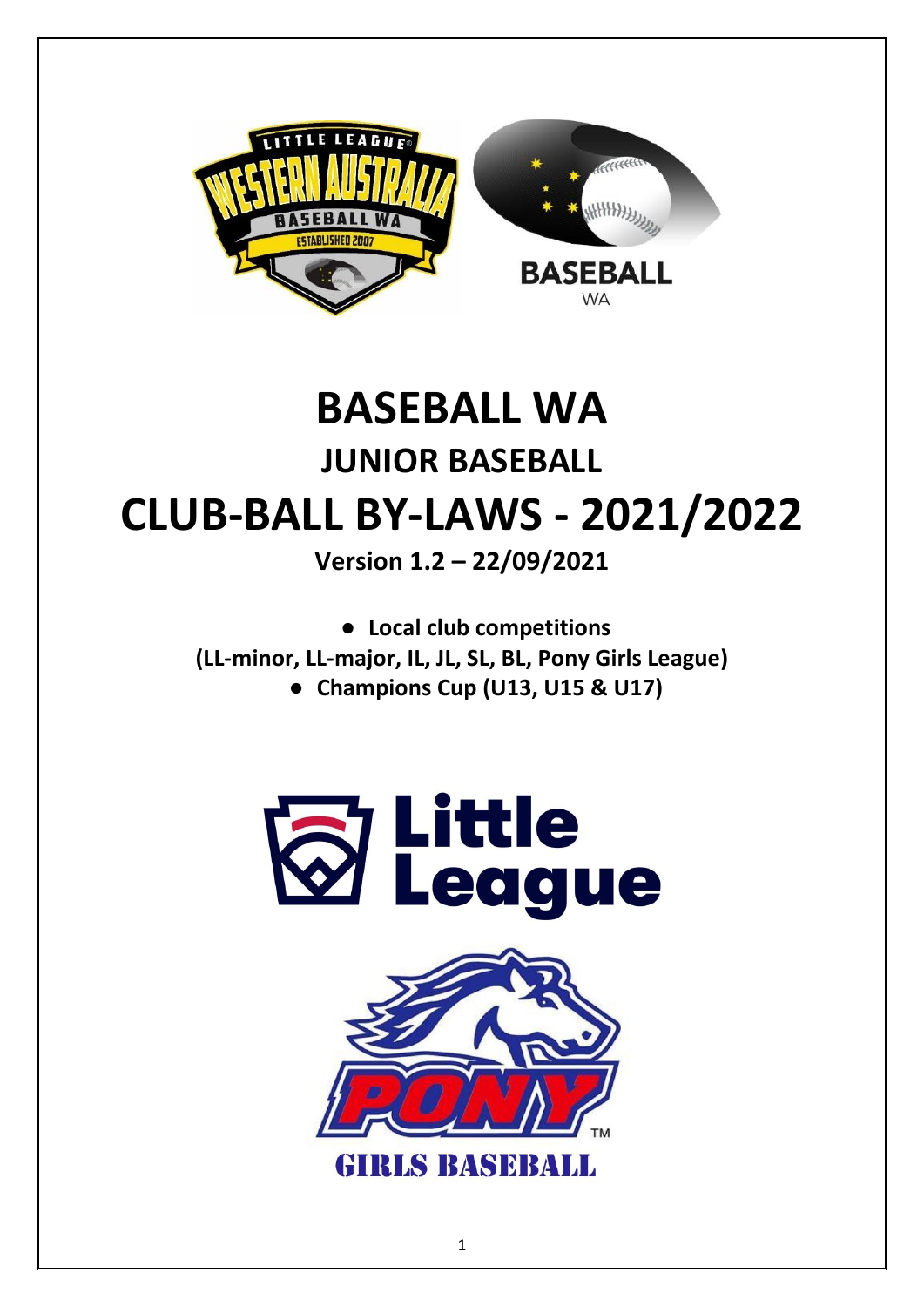# BASEBALL WA

## JUNIOR BASEBALL

# CLUB-BALL BY-LAWS - 2021/2022

**Version 1.2 – 22/09/2021**

- **Local club competitions (LL-minor, LL-major, IL, JL, SL, BL, Pony Girls League)**
- **Champions Cup (U13, U15 & U17)**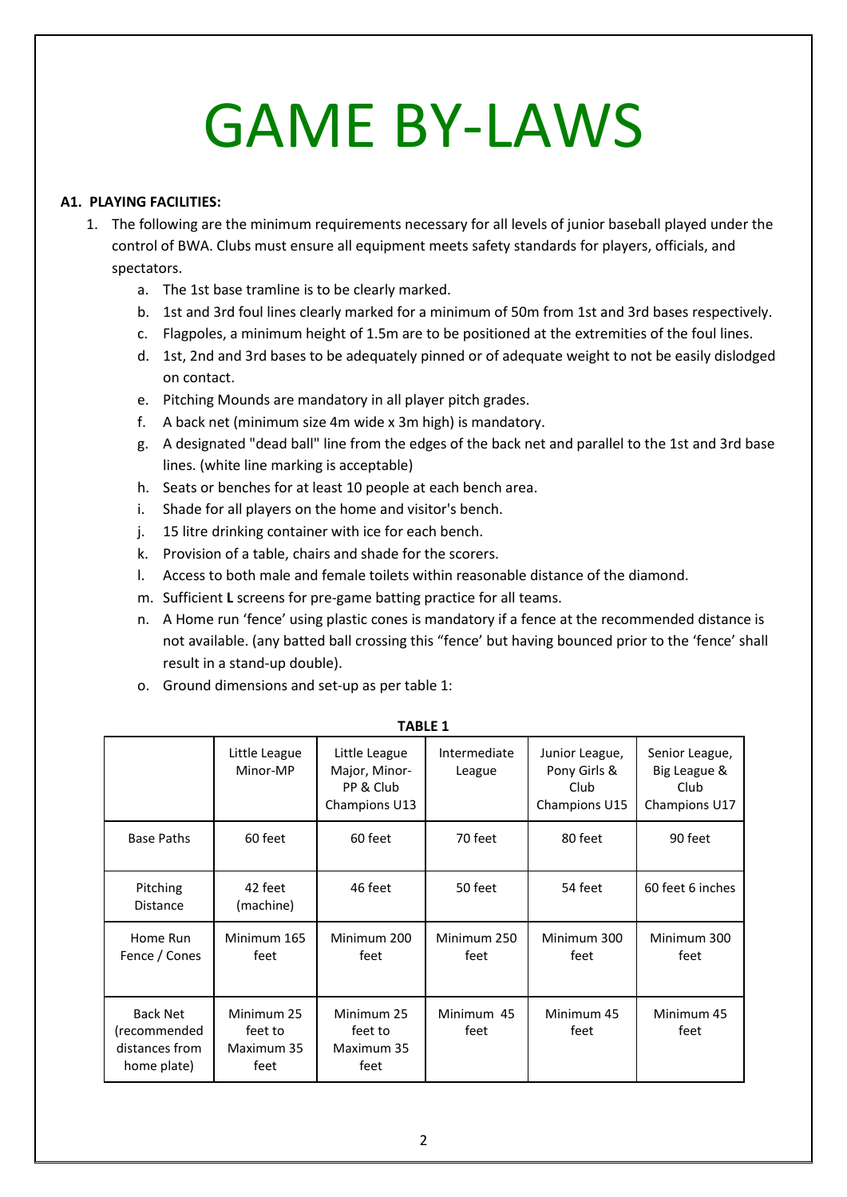# GAME BY-LAWS

**A1. PLAYING FACILITIES:**

1. The following are the minimum requirements necessary for all levels of junior baseball played under the control of BWA. Clubs must ensure all equipment meets safety standards for players, officials, and spectators.
    a. The 1st base tramline is to be clearly marked.
    b. 1st and 3rd foul lines clearly marked for a minimum of 50m from 1st and 3rd bases respectively.
    c. Flagpoles, a minimum height of 1.5m are to be positioned at the extremities of the foul lines.
    d. 1st, 2nd and 3rd bases to be adequately pinned or of adequate weight to not be easily dislodged on contact.
    e. Pitching Mounds are mandatory in all player pitch grades.
    f. A back net (minimum size 4m wide x 3m high) is mandatory.
    g. A designated "dead ball" line from the edges of the back net and parallel to the 1st and 3rd base lines. (white line marking is acceptable)
    h. Seats or benches for at least 10 people at each bench area.
    i. Shade for all players on the home and visitor's bench.
    j. 15 litre drinking container with ice for each bench.
    k. Provision of a table, chairs and shade for the scorers.
    l. Access to both male and female toilets within reasonable distance of the diamond.
    m. Sufficient **L** screens for pre-game batting practice for all teams.
    n. A Home run 'fence' using plastic cones is mandatory if a fence at the recommended distance is not available. (any batted ball crossing this "fence" but having bounced prior to the 'fence' shall result in a stand-up double).
    o. Ground dimensions and set-up as per table 1:

**TABLE 1**

| | Little League Minor-MP | Little League Major, Minor-PP & Club Champions U13 | Intermediate League | Junior League, Pony Girls & Club Champions U15 | Senior League, Big League & Club Champions U17 |
|---|---|---|---|---|---|
| Base Paths | 60 feet | 60 feet | 70 feet | 80 feet | 90 feet |
| Pitching Distance | 42 feet (machine) | 46 feet | 50 feet | 54 feet | 60 feet 6 inches |
| Home Run Fence / Cones | Minimum 165 feet | Minimum 200 feet | Minimum 250 feet | Minimum 300 feet | Minimum 300 feet |
| Back Net (recommended distances from home plate) | Minimum 25 feet to Maximum 35 feet | Minimum 25 feet to Maximum 35 feet | Minimum 45 feet | Minimum 45 feet | Minimum 45 feet |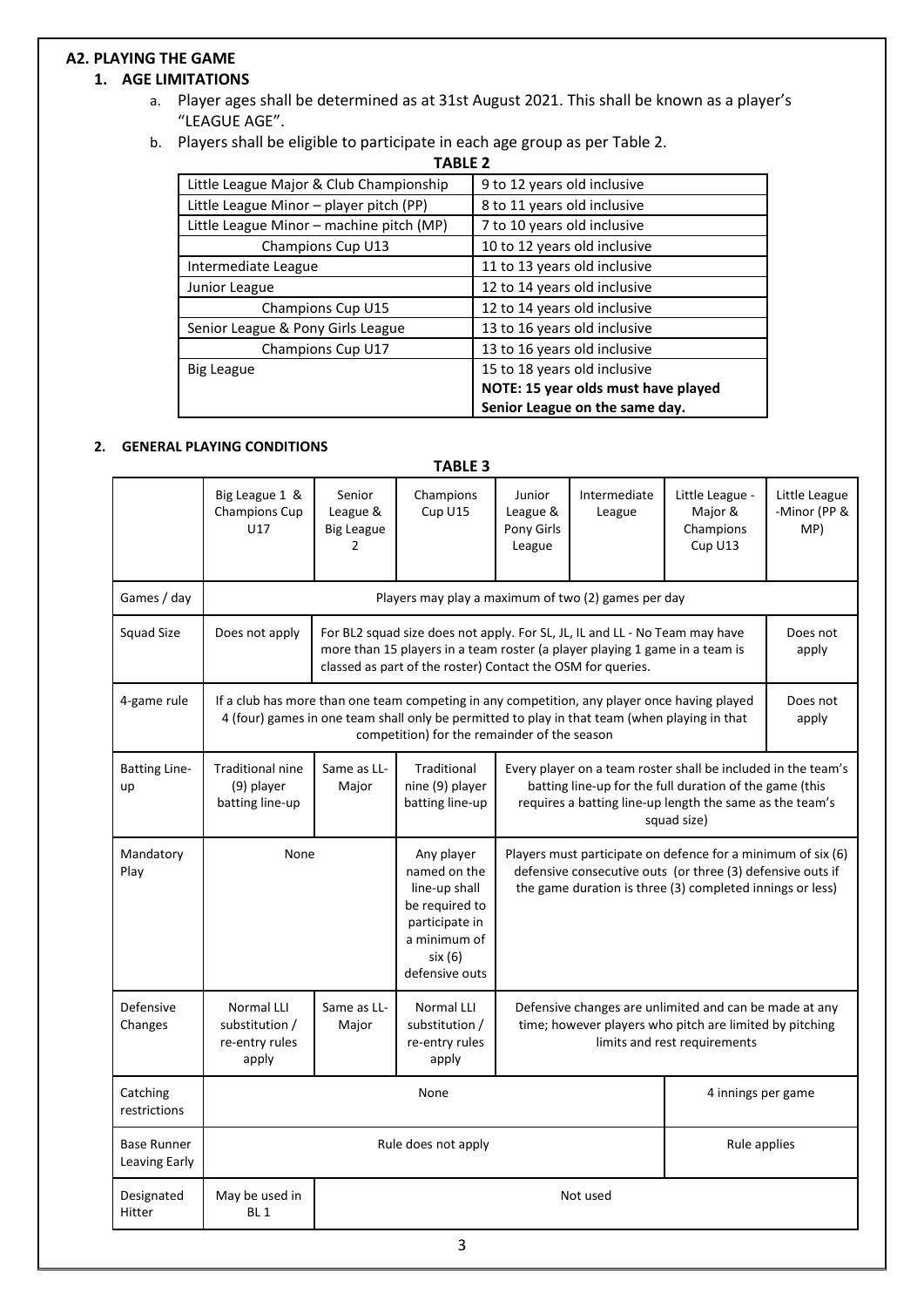## A2. PLAYING THE GAME

### 1. AGE LIMITATIONS

a. Player ages shall be determined as at 31st August 2021. This shall be known as a player's "LEAGUE AGE".

b. Players shall be eligible to participate in each age group as per Table 2.

**TABLE 2**

| | |
|---|---|
| Little League Major & Club Championship | 9 to 12 years old inclusive |
| Little League Minor – player pitch (PP) | 8 to 11 years old inclusive |
| Little League Minor – machine pitch (MP) | 7 to 10 years old inclusive |
| Champions Cup U13 | 10 to 12 years old inclusive |
| Intermediate League | 11 to 13 years old inclusive |
| Junior League | 12 to 14 years old inclusive |
| Champions Cup U15 | 12 to 14 years old inclusive |
| Senior League & Pony Girls League | 13 to 16 years old inclusive |
| Champions Cup U17 | 13 to 16 years old inclusive |
| Big League | 15 to 18 years old inclusive **NOTE: 15 year olds must have played Senior League on the same day.** |

### 2. GENERAL PLAYING CONDITIONS

**TABLE 3**

| | Big League 1 & Champions Cup U17 | Senior League & Big League 2 | Champions Cup U15 | Junior League & Pony Girls League | Intermediate League | Little League - Major & Champions Cup U13 | Little League -Minor (PP & MP) |
|---|---|---|---|---|---|---|---|
| Games / day | Players may play a maximum of two (2) games per day | | | | | | |
| Squad Size | Does not apply | For BL2 squad size does not apply. For SL, JL, IL and LL - No Team may have more than 15 players in a team roster (a player playing 1 game in a team is classed as part of the roster) Contact the OSM for queries. | | | | | Does not apply |
| 4-game rule | If a club has more than one team competing in any competition, any player once having played 4 (four) games in one team shall only be permitted to play in that team (when playing in that competition) for the remainder of the season | | | | | | Does not apply |
| Batting Line-up | Traditional nine (9) player batting line-up | Same as LL-Major | Traditional nine (9) player batting line-up | Every player on a team roster shall be included in the team's batting line-up for the full duration of the game (this requires a batting line-up length the same as the team's squad size) | | | |
| Mandatory Play | None | | Any player named on the line-up shall be required to participate in a minimum of six (6) defensive outs | Players must participate on defence for a minimum of six (6) defensive consecutive outs (or three (3) defensive outs if the game duration is three (3) completed innings or less) | | | |
| Defensive Changes | Normal LLI substitution / re-entry rules apply | Same as LL-Major | Normal LLI substitution / re-entry rules apply | Defensive changes are unlimited and can be made at any time; however players who pitch are limited by pitching limits and rest requirements | | | |
| Catching restrictions | None | | | | | 4 innings per game | |
| Base Runner Leaving Early | Rule does not apply | | | | | Rule applies | |
| Designated Hitter | May be used in BL 1 | Not used | | | | | |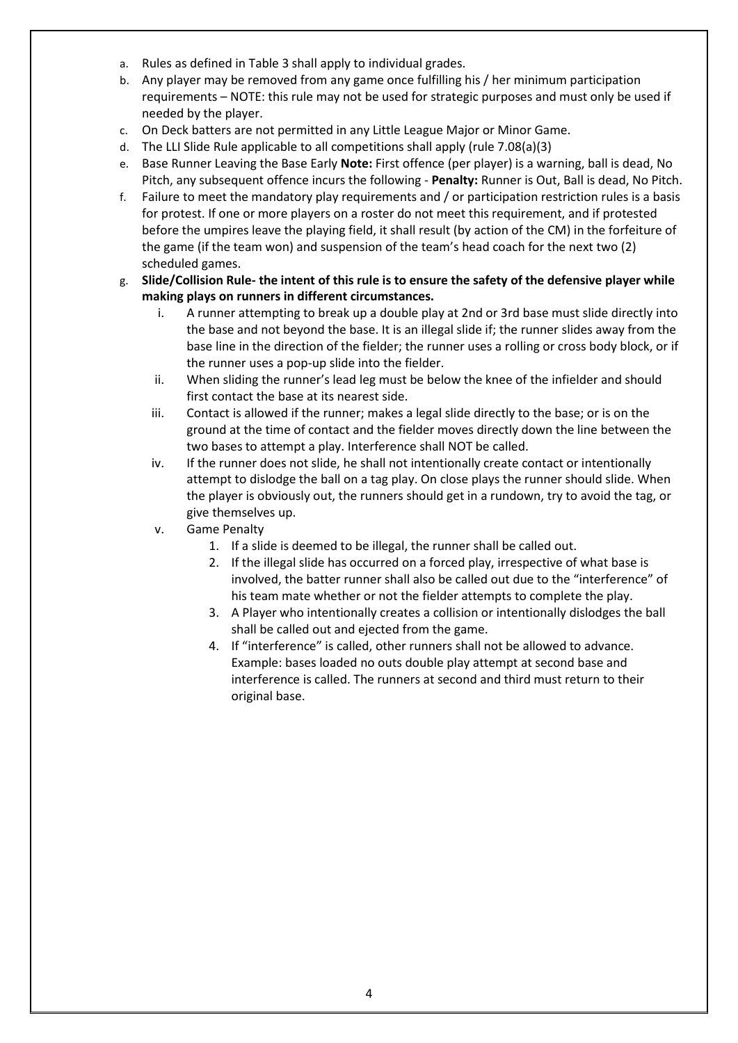a. Rules as defined in Table 3 shall apply to individual grades.
b. Any player may be removed from any game once fulfilling his / her minimum participation requirements – NOTE: this rule may not be used for strategic purposes and must only be used if needed by the player.
c. On Deck batters are not permitted in any Little League Major or Minor Game.
d. The LLI Slide Rule applicable to all competitions shall apply (rule 7.08(a)(3)
e. Base Runner Leaving the Base Early **Note:** First offence (per player) is a warning, ball is dead, No Pitch, any subsequent offence incurs the following - **Penalty:** Runner is Out, Ball is dead, No Pitch.
f. Failure to meet the mandatory play requirements and / or participation restriction rules is a basis for protest. If one or more players on a roster do not meet this requirement, and if protested before the umpires leave the playing field, it shall result (by action of the CM) in the forfeiture of the game (if the team won) and suspension of the team's head coach for the next two (2) scheduled games.
g. **Slide/Collision Rule- the intent of this rule is to ensure the safety of the defensive player while making plays on runners in different circumstances.**
    i. A runner attempting to break up a double play at 2nd or 3rd base must slide directly into the base and not beyond the base. It is an illegal slide if; the runner slides away from the base line in the direction of the fielder; the runner uses a rolling or cross body block, or if the runner uses a pop-up slide into the fielder.
    ii. When sliding the runner's lead leg must be below the knee of the infielder and should first contact the base at its nearest side.
    iii. Contact is allowed if the runner; makes a legal slide directly to the base; or is on the ground at the time of contact and the fielder moves directly down the line between the two bases to attempt a play. Interference shall NOT be called.
    iv. If the runner does not slide, he shall not intentionally create contact or intentionally attempt to dislodge the ball on a tag play. On close plays the runner should slide. When the player is obviously out, the runners should get in a rundown, try to avoid the tag, or give themselves up.
    v. Game Penalty
        1. If a slide is deemed to be illegal, the runner shall be called out.
        2. If the illegal slide has occurred on a forced play, irrespective of what base is involved, the batter runner shall also be called out due to the "interference" of his team mate whether or not the fielder attempts to complete the play.
        3. A Player who intentionally creates a collision or intentionally dislodges the ball shall be called out and ejected from the game.
        4. If "interference" is called, other runners shall not be allowed to advance. Example: bases loaded no outs double play attempt at second base and interference is called. The runners at second and third must return to their original base.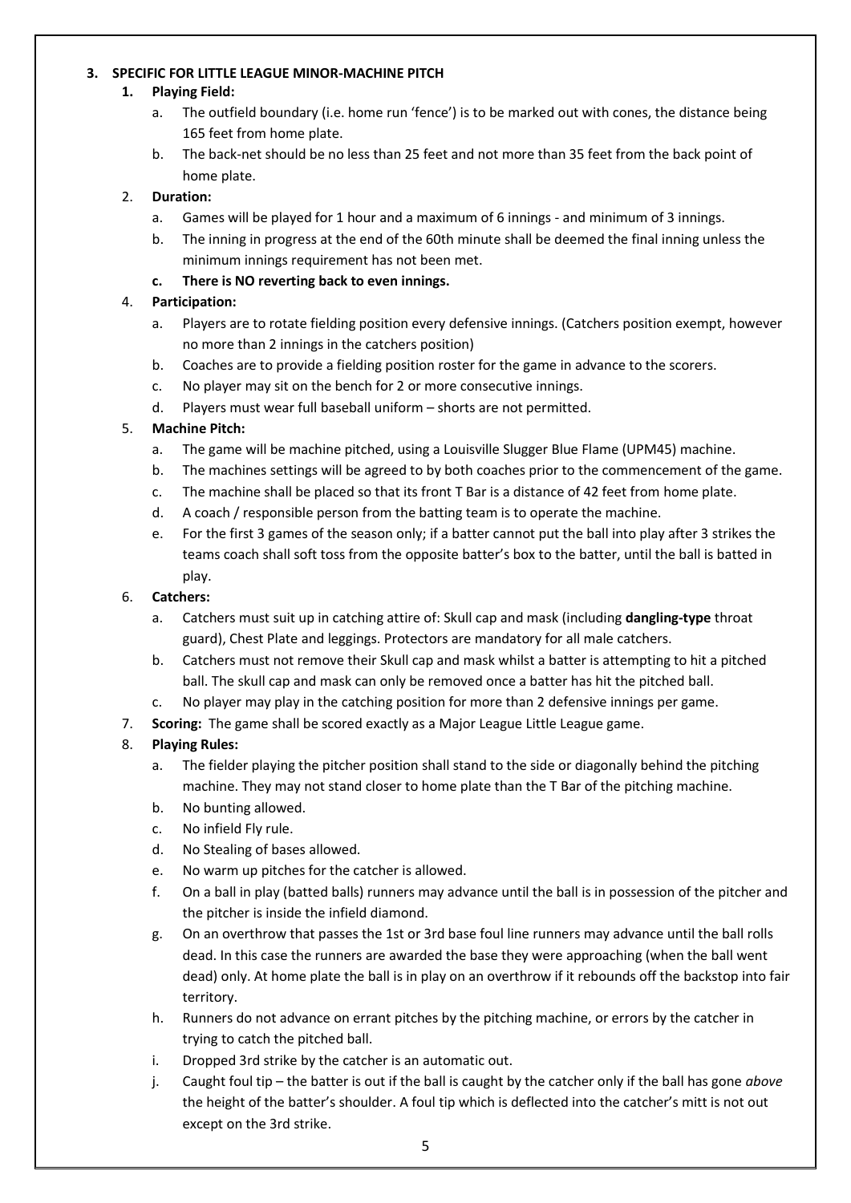**3. SPECIFIC FOR LITTLE LEAGUE MINOR-MACHINE PITCH**

1. **Playing Field:**
   a. The outfield boundary (i.e. home run 'fence') is to be marked out with cones, the distance being 165 feet from home plate.
   b. The back-net should be no less than 25 feet and not more than 35 feet from the back point of home plate.
2. **Duration:**
   a. Games will be played for 1 hour and a maximum of 6 innings - and minimum of 3 innings.
   b. The inning in progress at the end of the 60th minute shall be deemed the final inning unless the minimum innings requirement has not been met.
   c. **There is NO reverting back to even innings.**
4. **Participation:**
   a. Players are to rotate fielding position every defensive innings. (Catchers position exempt, however no more than 2 innings in the catchers position)
   b. Coaches are to provide a fielding position roster for the game in advance to the scorers.
   c. No player may sit on the bench for 2 or more consecutive innings.
   d. Players must wear full baseball uniform – shorts are not permitted.
5. **Machine Pitch:**
   a. The game will be machine pitched, using a Louisville Slugger Blue Flame (UPM45) machine.
   b. The machines settings will be agreed to by both coaches prior to the commencement of the game.
   c. The machine shall be placed so that its front T Bar is a distance of 42 feet from home plate.
   d. A coach / responsible person from the batting team is to operate the machine.
   e. For the first 3 games of the season only; if a batter cannot put the ball into play after 3 strikes the teams coach shall soft toss from the opposite batter's box to the batter, until the ball is batted in play.
6. **Catchers:**
   a. Catchers must suit up in catching attire of: Skull cap and mask (including **dangling-type** throat guard), Chest Plate and leggings. Protectors are mandatory for all male catchers.
   b. Catchers must not remove their Skull cap and mask whilst a batter is attempting to hit a pitched ball. The skull cap and mask can only be removed once a batter has hit the pitched ball.
   c. No player may play in the catching position for more than 2 defensive innings per game.
7. **Scoring:** The game shall be scored exactly as a Major League Little League game.
8. **Playing Rules:**
   a. The fielder playing the pitcher position shall stand to the side or diagonally behind the pitching machine. They may not stand closer to home plate than the T Bar of the pitching machine.
   b. No bunting allowed.
   c. No infield Fly rule.
   d. No Stealing of bases allowed.
   e. No warm up pitches for the catcher is allowed.
   f. On a ball in play (batted balls) runners may advance until the ball is in possession of the pitcher and the pitcher is inside the infield diamond.
   g. On an overthrow that passes the 1st or 3rd base foul line runners may advance until the ball rolls dead. In this case the runners are awarded the base they were approaching (when the ball went dead) only. At home plate the ball is in play on an overthrow if it rebounds off the backstop into fair territory.
   h. Runners do not advance on errant pitches by the pitching machine, or errors by the catcher in trying to catch the pitched ball.
   i. Dropped 3rd strike by the catcher is an automatic out.
   j. Caught foul tip – the batter is out if the ball is caught by the catcher only if the ball has gone *above* the height of the batter's shoulder. A foul tip which is deflected into the catcher's mitt is not out except on the 3rd strike.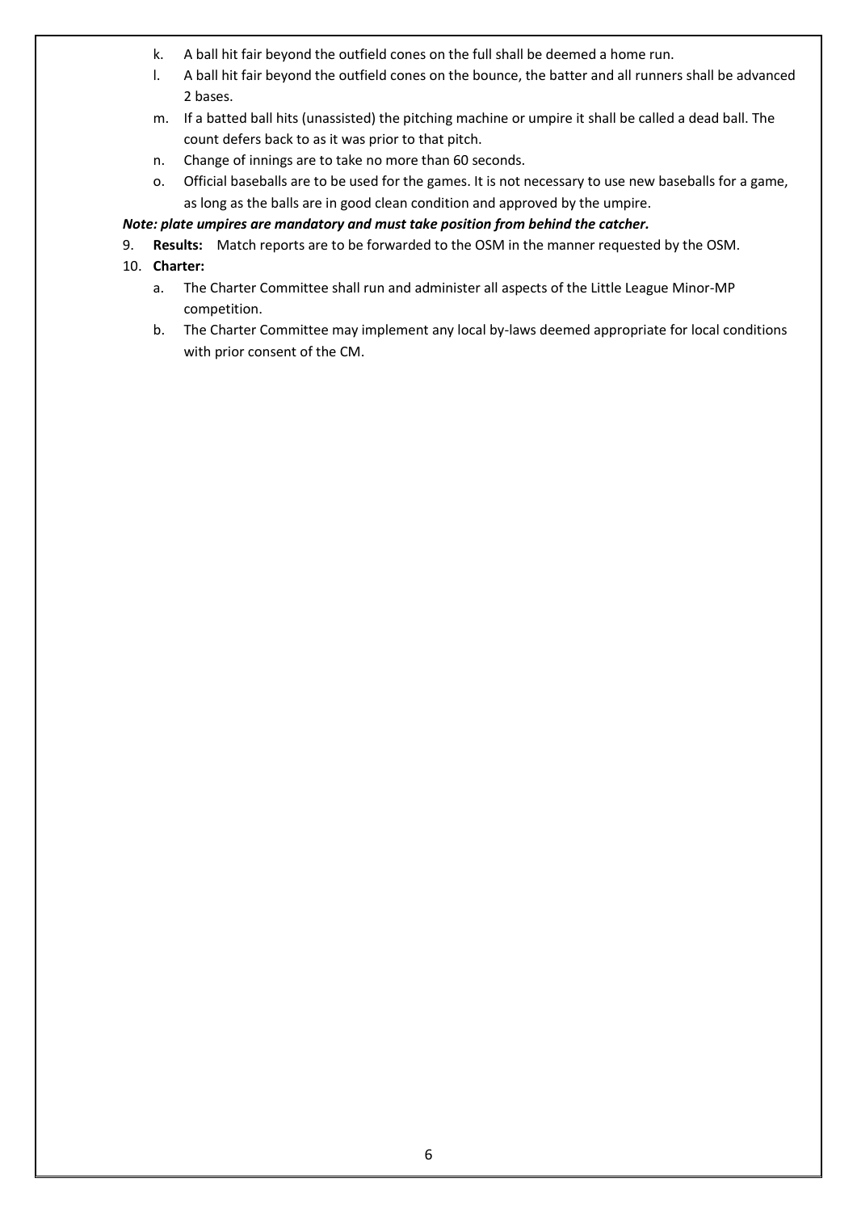k. A ball hit fair beyond the outfield cones on the full shall be deemed a home run.
l. A ball hit fair beyond the outfield cones on the bounce, the batter and all runners shall be advanced 2 bases.
m. If a batted ball hits (unassisted) the pitching machine or umpire it shall be called a dead ball. The count defers back to as it was prior to that pitch.
n. Change of innings are to take no more than 60 seconds.
o. Official baseballs are to be used for the games. It is not necessary to use new baseballs for a game, as long as the balls are in good clean condition and approved by the umpire.

***Note: plate umpires are mandatory and must take position from behind the catcher.***

9. **Results:** Match reports are to be forwarded to the OSM in the manner requested by the OSM.
10. **Charter:**
    a. The Charter Committee shall run and administer all aspects of the Little League Minor-MP competition.
    b. The Charter Committee may implement any local by-laws deemed appropriate for local conditions with prior consent of the CM.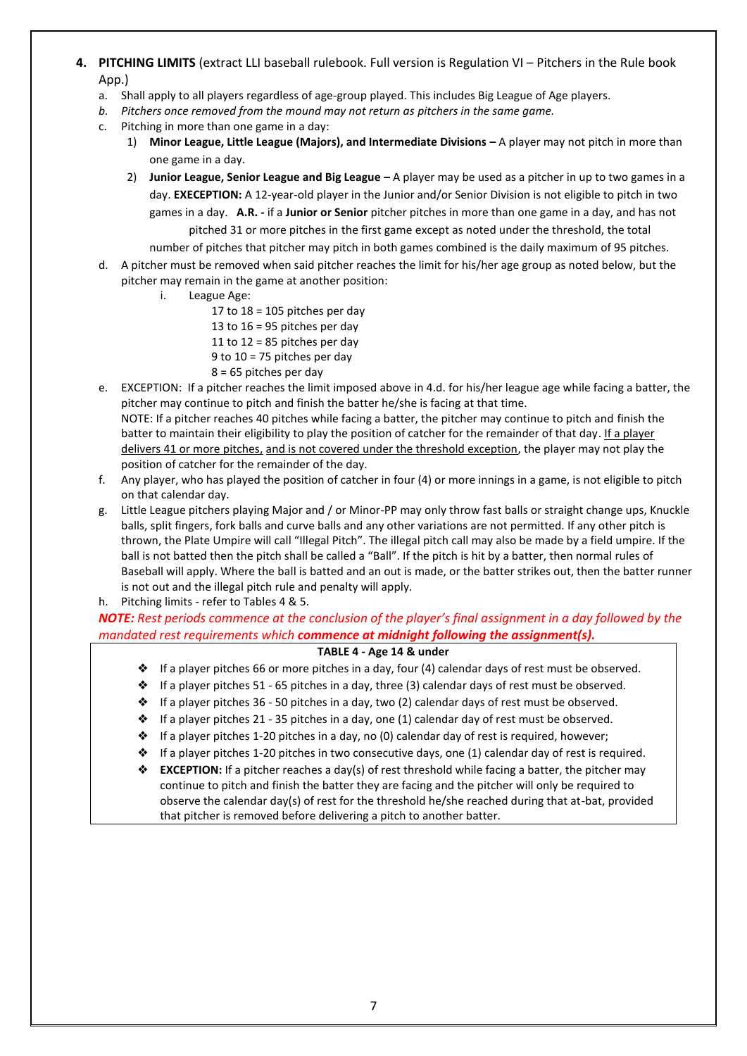4. **PITCHING LIMITS** (extract LLI baseball rulebook. Full version is Regulation VI – Pitchers in the Rule book App.)

   a. Shall apply to all players regardless of age-group played. This includes Big League of Age players.

   b. *Pitchers once removed from the mound may not return as pitchers in the same game.*

   c. Pitching in more than one game in a day:

      1) **Minor League, Little League (Majors), and Intermediate Divisions –** A player may not pitch in more than one game in a day.

      2) **Junior League, Senior League and Big League –** A player may be used as a pitcher in up to two games in a day. **EXECEPTION:** A 12-year-old player in the Junior and/or Senior Division is not eligible to pitch in two games in a day. **A.R. -** if a **Junior or Senior** pitcher pitches in more than one game in a day, and has not pitched 31 or more pitches in the first game except as noted under the threshold, the total number of pitches that pitcher may pitch in both games combined is the daily maximum of 95 pitches.

   d. A pitcher must be removed when said pitcher reaches the limit for his/her age group as noted below, but the pitcher may remain in the game at another position:

      i. League Age:

         17 to 18 = 105 pitches per day
         13 to 16 = 95 pitches per day
         11 to 12 = 85 pitches per day
         9 to 10 = 75 pitches per day
         8 = 65 pitches per day

   e. EXCEPTION: If a pitcher reaches the limit imposed above in 4.d. for his/her league age while facing a batter, the pitcher may continue to pitch and finish the batter he/she is facing at that time.
      NOTE: If a pitcher reaches 40 pitches while facing a batter, the pitcher may continue to pitch and finish the batter to maintain their eligibility to play the position of catcher for the remainder of that day. <u>If a player delivers 41 or more pitches,</u> <u>and is not covered under the threshold exception</u>, the player may not play the position of catcher for the remainder of the day.

   f. Any player, who has played the position of catcher in four (4) or more innings in a game, is not eligible to pitch on that calendar day.

   g. Little League pitchers playing Major and / or Minor-PP may only throw fast balls or straight change ups, Knuckle balls, split fingers, fork balls and curve balls and any other variations are not permitted. If any other pitch is thrown, the Plate Umpire will call "Illegal Pitch". The illegal pitch call may also be made by a field umpire. If the ball is not batted then the pitch shall be called a "Ball". If the pitch is hit by a batter, then normal rules of Baseball will apply. Where the ball is batted and an out is made, or the batter strikes out, then the batter runner is not out and the illegal pitch rule and penalty will apply.

   h. Pitching limits - refer to Tables 4 & 5.

***NOTE:*** *Rest periods commence at the conclusion of the player's final assignment in a day followed by the mandated rest requirements which* ***commence at midnight following the assignment(s).***

**TABLE 4 - Age 14 & under**

- If a player pitches 66 or more pitches in a day, four (4) calendar days of rest must be observed.
- If a player pitches 51 - 65 pitches in a day, three (3) calendar days of rest must be observed.
- If a player pitches 36 - 50 pitches in a day, two (2) calendar days of rest must be observed.
- If a player pitches 21 - 35 pitches in a day, one (1) calendar day of rest must be observed.
- If a player pitches 1-20 pitches in a day, no (0) calendar day of rest is required, however;
- If a player pitches 1-20 pitches in two consecutive days, one (1) calendar day of rest is required.
- **EXCEPTION:** If a pitcher reaches a day(s) of rest threshold while facing a batter, the pitcher may continue to pitch and finish the batter they are facing and the pitcher will only be required to observe the calendar day(s) of rest for the threshold he/she reached during that at-bat, provided that pitcher is removed before delivering a pitch to another batter.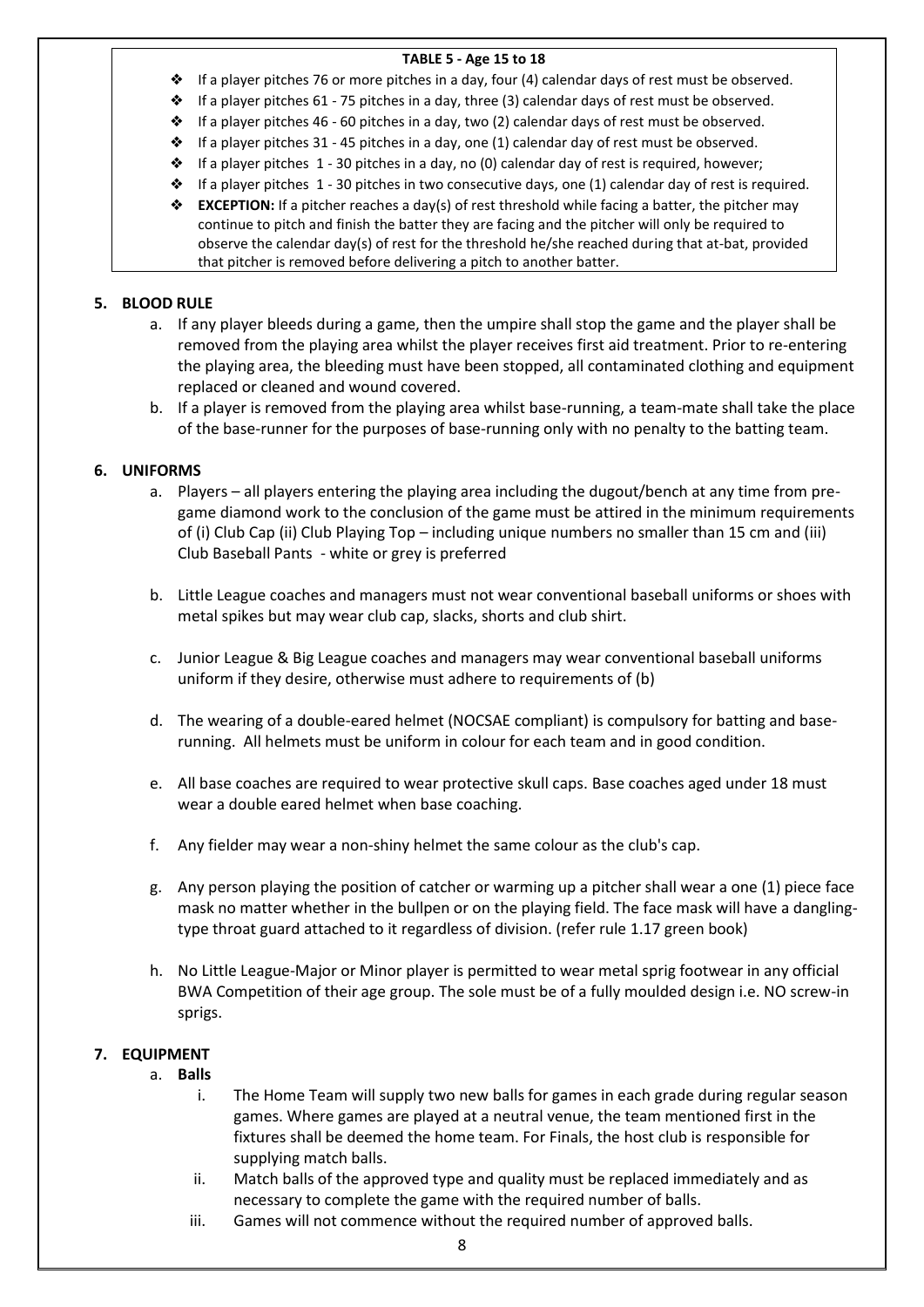**TABLE 5 - Age 15 to 18**

- If a player pitches 76 or more pitches in a day, four (4) calendar days of rest must be observed.
- If a player pitches 61 - 75 pitches in a day, three (3) calendar days of rest must be observed.
- If a player pitches 46 - 60 pitches in a day, two (2) calendar days of rest must be observed.
- If a player pitches 31 - 45 pitches in a day, one (1) calendar day of rest must be observed.
- If a player pitches 1 - 30 pitches in a day, no (0) calendar day of rest is required, however;
- If a player pitches 1 - 30 pitches in two consecutive days, one (1) calendar day of rest is required.
- **EXCEPTION:** If a pitcher reaches a day(s) of rest threshold while facing a batter, the pitcher may continue to pitch and finish the batter they are facing and the pitcher will only be required to observe the calendar day(s) of rest for the threshold he/she reached during that at-bat, provided that pitcher is removed before delivering a pitch to another batter.

## 5. BLOOD RULE

a. If any player bleeds during a game, then the umpire shall stop the game and the player shall be removed from the playing area whilst the player receives first aid treatment. Prior to re-entering the playing area, the bleeding must have been stopped, all contaminated clothing and equipment replaced or cleaned and wound covered.

b. If a player is removed from the playing area whilst base-running, a team-mate shall take the place of the base-runner for the purposes of base-running only with no penalty to the batting team.

## 6. UNIFORMS

a. Players – all players entering the playing area including the dugout/bench at any time from pre-game diamond work to the conclusion of the game must be attired in the minimum requirements of (i) Club Cap (ii) Club Playing Top – including unique numbers no smaller than 15 cm and (iii) Club Baseball Pants - white or grey is preferred

b. Little League coaches and managers must not wear conventional baseball uniforms or shoes with metal spikes but may wear club cap, slacks, shorts and club shirt.

c. Junior League & Big League coaches and managers may wear conventional baseball uniforms uniform if they desire, otherwise must adhere to requirements of (b)

d. The wearing of a double-eared helmet (NOCSAE compliant) is compulsory for batting and base-running. All helmets must be uniform in colour for each team and in good condition.

e. All base coaches are required to wear protective skull caps. Base coaches aged under 18 must wear a double eared helmet when base coaching.

f. Any fielder may wear a non-shiny helmet the same colour as the club's cap.

g. Any person playing the position of catcher or warming up a pitcher shall wear a one (1) piece face mask no matter whether in the bullpen or on the playing field. The face mask will have a dangling-type throat guard attached to it regardless of division. (refer rule 1.17 green book)

h. No Little League-Major or Minor player is permitted to wear metal sprig footwear in any official BWA Competition of their age group. The sole must be of a fully moulded design i.e. NO screw-in sprigs.

## 7. EQUIPMENT

a. **Balls**

   i. The Home Team will supply two new balls for games in each grade during regular season games. Where games are played at a neutral venue, the team mentioned first in the fixtures shall be deemed the home team. For Finals, the host club is responsible for supplying match balls.

   ii. Match balls of the approved type and quality must be replaced immediately and as necessary to complete the game with the required number of balls.

   iii. Games will not commence without the required number of approved balls.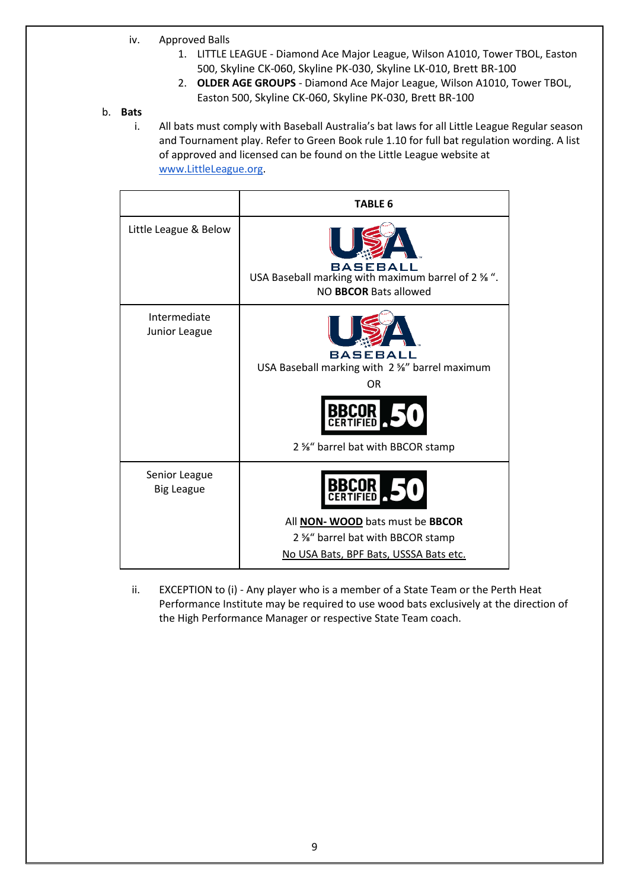iv. Approved Balls
   1. LITTLE LEAGUE - Diamond Ace Major League, Wilson A1010, Tower TBOL, Easton 500, Skyline CK-060, Skyline PK-030, Skyline LK-010, Brett BR-100
   2. **OLDER AGE GROUPS** - Diamond Ace Major League, Wilson A1010, Tower TBOL, Easton 500, Skyline CK-060, Skyline PK-030, Brett BR-100

b. **Bats**

i. All bats must comply with Baseball Australia's bat laws for all Little League Regular season and Tournament play. Refer to Green Book rule 1.10 for full bat regulation wording. A list of approved and licensed can be found on the Little League website at [www.LittleLeague.org](http://www.LittleLeague.org).

| | **TABLE 6** |
|---|---|
| Little League & Below | USA BASEBALL<br>USA Baseball marking with maximum barrel of 2 ⅝ ".<br>NO **BBCOR** Bats allowed |
| Intermediate<br>Junior League | USA BASEBALL<br>USA Baseball marking with 2 ⅝" barrel maximum<br>OR<br>BBCOR CERTIFIED .50<br>2 ⅝" barrel bat with BBCOR stamp |
| Senior League<br>Big League | BBCOR CERTIFIED .50<br>All **NON- WOOD** bats must be **BBCOR**<br>2 ⅝" barrel bat with BBCOR stamp<br>No USA Bats, BPF Bats, USSSA Bats etc. |

ii. EXCEPTION to (i) - Any player who is a member of a State Team or the Perth Heat Performance Institute may be required to use wood bats exclusively at the direction of the High Performance Manager or respective State Team coach.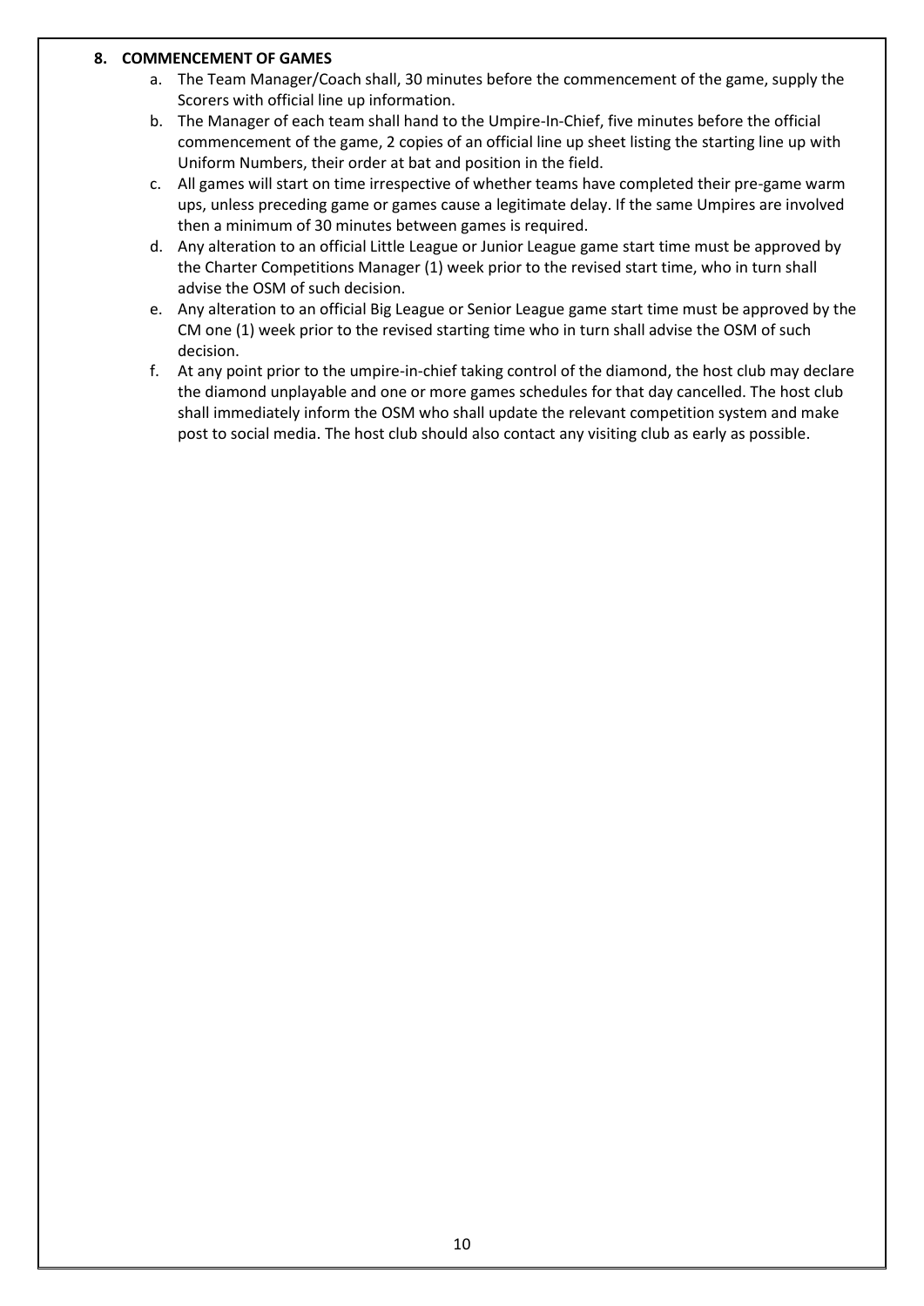## 8. COMMENCEMENT OF GAMES

a. The Team Manager/Coach shall, 30 minutes before the commencement of the game, supply the Scorers with official line up information.

b. The Manager of each team shall hand to the Umpire-In-Chief, five minutes before the official commencement of the game, 2 copies of an official line up sheet listing the starting line up with Uniform Numbers, their order at bat and position in the field.

c. All games will start on time irrespective of whether teams have completed their pre-game warm ups, unless preceding game or games cause a legitimate delay. If the same Umpires are involved then a minimum of 30 minutes between games is required.

d. Any alteration to an official Little League or Junior League game start time must be approved by the Charter Competitions Manager (1) week prior to the revised start time, who in turn shall advise the OSM of such decision.

e. Any alteration to an official Big League or Senior League game start time must be approved by the CM one (1) week prior to the revised starting time who in turn shall advise the OSM of such decision.

f. At any point prior to the umpire-in-chief taking control of the diamond, the host club may declare the diamond unplayable and one or more games schedules for that day cancelled. The host club shall immediately inform the OSM who shall update the relevant competition system and make post to social media. The host club should also contact any visiting club as early as possible.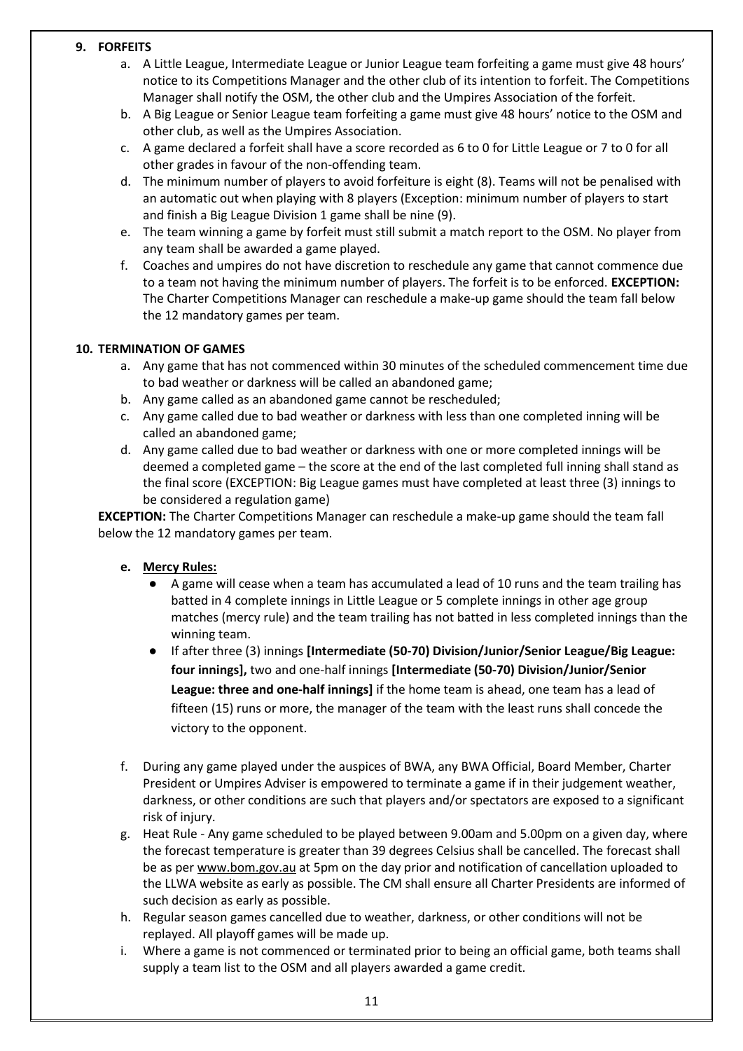## 9. FORFEITS

a. A Little League, Intermediate League or Junior League team forfeiting a game must give 48 hours' notice to its Competitions Manager and the other club of its intention to forfeit. The Competitions Manager shall notify the OSM, the other club and the Umpires Association of the forfeit.

b. A Big League or Senior League team forfeiting a game must give 48 hours' notice to the OSM and other club, as well as the Umpires Association.

c. A game declared a forfeit shall have a score recorded as 6 to 0 for Little League or 7 to 0 for all other grades in favour of the non-offending team.

d. The minimum number of players to avoid forfeiture is eight (8). Teams will not be penalised with an automatic out when playing with 8 players (Exception: minimum number of players to start and finish a Big League Division 1 game shall be nine (9).

e. The team winning a game by forfeit must still submit a match report to the OSM. No player from any team shall be awarded a game played.

f. Coaches and umpires do not have discretion to reschedule any game that cannot commence due to a team not having the minimum number of players. The forfeit is to be enforced. **EXCEPTION:** The Charter Competitions Manager can reschedule a make-up game should the team fall below the 12 mandatory games per team.

## 10. TERMINATION OF GAMES

a. Any game that has not commenced within 30 minutes of the scheduled commencement time due to bad weather or darkness will be called an abandoned game;

b. Any game called as an abandoned game cannot be rescheduled;

c. Any game called due to bad weather or darkness with less than one completed inning will be called an abandoned game;

d. Any game called due to bad weather or darkness with one or more completed innings will be deemed a completed game – the score at the end of the last completed full inning shall stand as the final score (EXCEPTION: Big League games must have completed at least three (3) innings to be considered a regulation game)

**EXCEPTION:** The Charter Competitions Manager can reschedule a make-up game should the team fall below the 12 mandatory games per team.

e. **Mercy Rules:**

- A game will cease when a team has accumulated a lead of 10 runs and the team trailing has batted in 4 complete innings in Little League or 5 complete innings in other age group matches (mercy rule) and the team trailing has not batted in less completed innings than the winning team.
- If after three (3) innings **[Intermediate (50-70) Division/Junior/Senior League/Big League: four innings],** two and one-half innings **[Intermediate (50-70) Division/Junior/Senior League: three and one-half innings]** if the home team is ahead, one team has a lead of fifteen (15) runs or more, the manager of the team with the least runs shall concede the victory to the opponent.

f. During any game played under the auspices of BWA, any BWA Official, Board Member, Charter President or Umpires Adviser is empowered to terminate a game if in their judgement weather, darkness, or other conditions are such that players and/or spectators are exposed to a significant risk of injury.

g. Heat Rule - Any game scheduled to be played between 9.00am and 5.00pm on a given day, where the forecast temperature is greater than 39 degrees Celsius shall be cancelled. The forecast shall be as per www.bom.gov.au at 5pm on the day prior and notification of cancellation uploaded to the LLWA website as early as possible. The CM shall ensure all Charter Presidents are informed of such decision as early as possible.

h. Regular season games cancelled due to weather, darkness, or other conditions will not be replayed. All playoff games will be made up.

i. Where a game is not commenced or terminated prior to being an official game, both teams shall supply a team list to the OSM and all players awarded a game credit.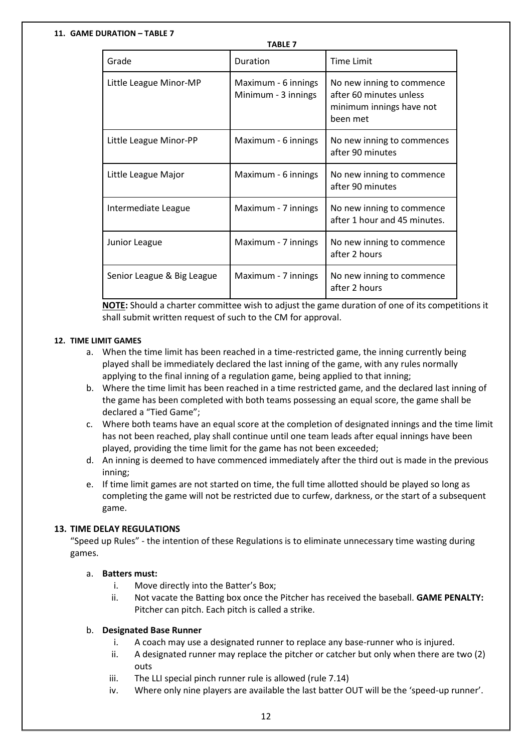### 11. GAME DURATION – TABLE 7

**TABLE 7**

| Grade | Duration | Time Limit |
|---|---|---|
| Little League Minor-MP | Maximum - 6 innings<br>Minimum - 3 innings | No new inning to commence after 60 minutes unless minimum innings have not been met |
| Little League Minor-PP | Maximum - 6 innings | No new inning to commences after 90 minutes |
| Little League Major | Maximum - 6 innings | No new inning to commence after 90 minutes |
| Intermediate League | Maximum - 7 innings | No new inning to commence after 1 hour and 45 minutes. |
| Junior League | Maximum - 7 innings | No new inning to commence after 2 hours |
| Senior League & Big League | Maximum - 7 innings | No new inning to commence after 2 hours |

**NOTE:** Should a charter committee wish to adjust the game duration of one of its competitions it shall submit written request of such to the CM for approval.

### 12. TIME LIMIT GAMES

a. When the time limit has been reached in a time-restricted game, the inning currently being played shall be immediately declared the last inning of the game, with any rules normally applying to the final inning of a regulation game, being applied to that inning;
b. Where the time limit has been reached in a time restricted game, and the declared last inning of the game has been completed with both teams possessing an equal score, the game shall be declared a "Tied Game";
c. Where both teams have an equal score at the completion of designated innings and the time limit has not been reached, play shall continue until one team leads after equal innings have been played, providing the time limit for the game has not been exceeded;
d. An inning is deemed to have commenced immediately after the third out is made in the previous inning;
e. If time limit games are not started on time, the full time allotted should be played so long as completing the game will not be restricted due to curfew, darkness, or the start of a subsequent game.

### 13. TIME DELAY REGULATIONS

"Speed up Rules" - the intention of these Regulations is to eliminate unnecessary time wasting during games.

a. **Batters must:**
   i. Move directly into the Batter's Box;
   ii. Not vacate the Batting box once the Pitcher has received the baseball. **GAME PENALTY:** Pitcher can pitch. Each pitch is called a strike.

b. **Designated Base Runner**
   i. A coach may use a designated runner to replace any base-runner who is injured.
   ii. A designated runner may replace the pitcher or catcher but only when there are two (2) outs
   iii. The LLI special pinch runner rule is allowed (rule 7.14)
   iv. Where only nine players are available the last batter OUT will be the 'speed-up runner'.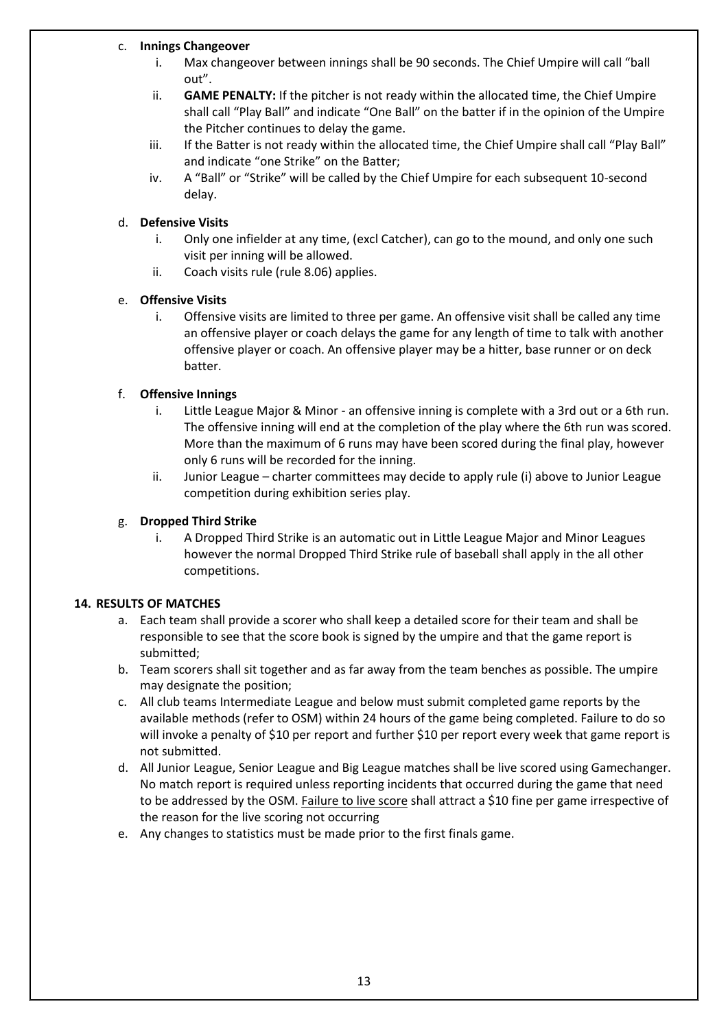c. **Innings Changeover**
   i. Max changeover between innings shall be 90 seconds. The Chief Umpire will call "ball out".
   ii. **GAME PENALTY:** If the pitcher is not ready within the allocated time, the Chief Umpire shall call "Play Ball" and indicate "One Ball" on the batter if in the opinion of the Umpire the Pitcher continues to delay the game.
   iii. If the Batter is not ready within the allocated time, the Chief Umpire shall call "Play Ball" and indicate "one Strike" on the Batter;
   iv. A "Ball" or "Strike" will be called by the Chief Umpire for each subsequent 10-second delay.

d. **Defensive Visits**
   i. Only one infielder at any time, (excl Catcher), can go to the mound, and only one such visit per inning will be allowed.
   ii. Coach visits rule (rule 8.06) applies.

e. **Offensive Visits**
   i. Offensive visits are limited to three per game. An offensive visit shall be called any time an offensive player or coach delays the game for any length of time to talk with another offensive player or coach. An offensive player may be a hitter, base runner or on deck batter.

f. **Offensive Innings**
   i. Little League Major & Minor - an offensive inning is complete with a 3rd out or a 6th run. The offensive inning will end at the completion of the play where the 6th run was scored. More than the maximum of 6 runs may have been scored during the final play, however only 6 runs will be recorded for the inning.
   ii. Junior League – charter committees may decide to apply rule (i) above to Junior League competition during exhibition series play.

g. **Dropped Third Strike**
   i. A Dropped Third Strike is an automatic out in Little League Major and Minor Leagues however the normal Dropped Third Strike rule of baseball shall apply in the all other competitions.

## 14. RESULTS OF MATCHES

a. Each team shall provide a scorer who shall keep a detailed score for their team and shall be responsible to see that the score book is signed by the umpire and that the game report is submitted;
b. Team scorers shall sit together and as far away from the team benches as possible. The umpire may designate the position;
c. All club teams Intermediate League and below must submit completed game reports by the available methods (refer to OSM) within 24 hours of the game being completed. Failure to do so will invoke a penalty of $10 per report and further $10 per report every week that game report is not submitted.
d. All Junior League, Senior League and Big League matches shall be live scored using Gamechanger. No match report is required unless reporting incidents that occurred during the game that need to be addressed by the OSM. Failure to live score shall attract a $10 fine per game irrespective of the reason for the live scoring not occurring
e. Any changes to statistics must be made prior to the first finals game.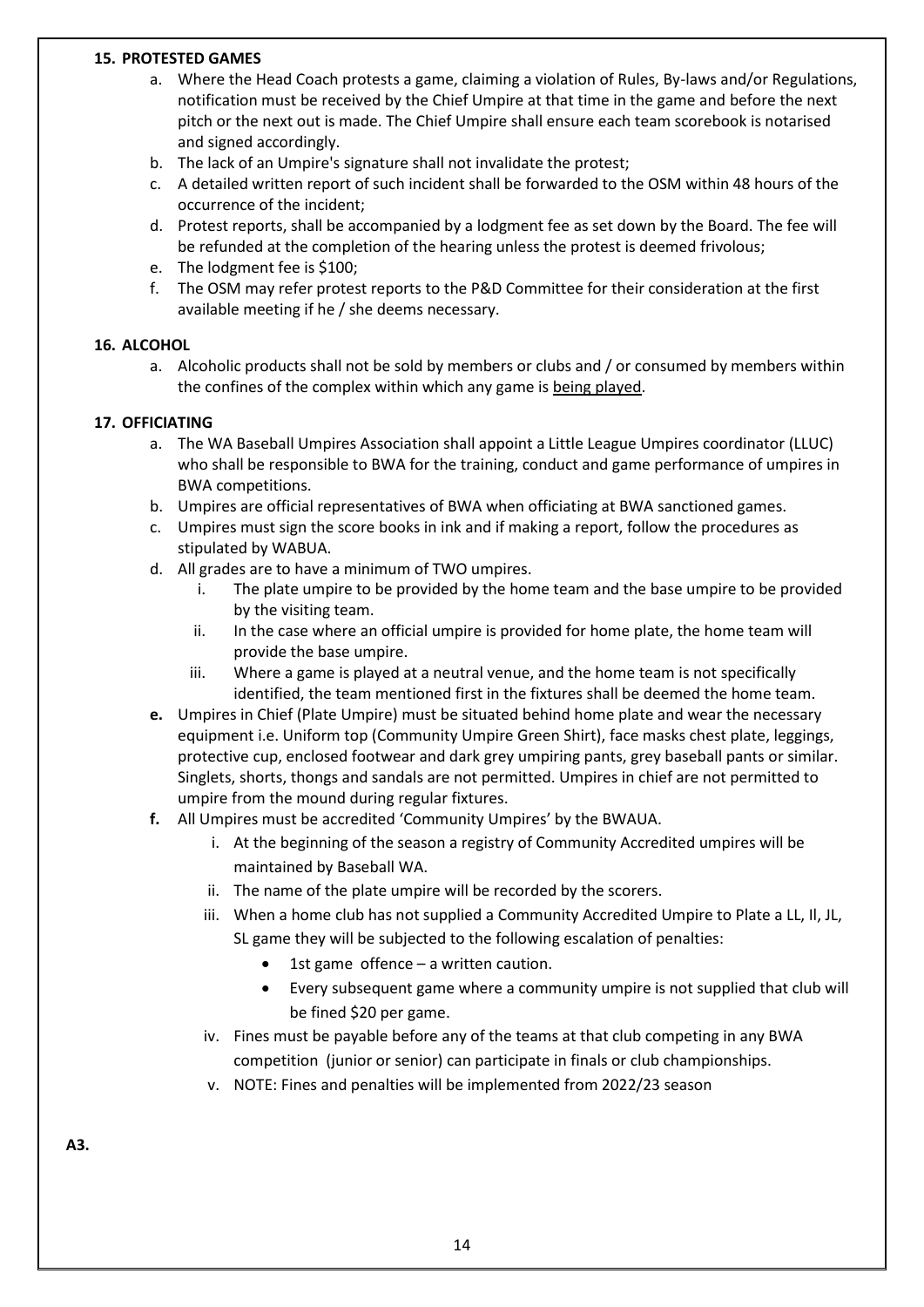**15. PROTESTED GAMES**

a. Where the Head Coach protests a game, claiming a violation of Rules, By-laws and/or Regulations, notification must be received by the Chief Umpire at that time in the game and before the next pitch or the next out is made. The Chief Umpire shall ensure each team scorebook is notarised and signed accordingly.
b. The lack of an Umpire's signature shall not invalidate the protest;
c. A detailed written report of such incident shall be forwarded to the OSM within 48 hours of the occurrence of the incident;
d. Protest reports, shall be accompanied by a lodgment fee as set down by the Board. The fee will be refunded at the completion of the hearing unless the protest is deemed frivolous;
e. The lodgment fee is $100;
f. The OSM may refer protest reports to the P&D Committee for their consideration at the first available meeting if he / she deems necessary.

**16. ALCOHOL**

a. Alcoholic products shall not be sold by members or clubs and / or consumed by members within the confines of the complex within which any game is <u>being played</u>.

**17. OFFICIATING**

a. The WA Baseball Umpires Association shall appoint a Little League Umpires coordinator (LLUC) who shall be responsible to BWA for the training, conduct and game performance of umpires in BWA competitions.
b. Umpires are official representatives of BWA when officiating at BWA sanctioned games.
c. Umpires must sign the score books in ink and if making a report, follow the procedures as stipulated by WABUA.
d. All grades are to have a minimum of TWO umpires.
   i. The plate umpire to be provided by the home team and the base umpire to be provided by the visiting team.
   ii. In the case where an official umpire is provided for home plate, the home team will provide the base umpire.
   iii. Where a game is played at a neutral venue, and the home team is not specifically identified, the team mentioned first in the fixtures shall be deemed the home team.
**e.** Umpires in Chief (Plate Umpire) must be situated behind home plate and wear the necessary equipment i.e. Uniform top (Community Umpire Green Shirt), face masks chest plate, leggings, protective cup, enclosed footwear and dark grey umpiring pants, grey baseball pants or similar. Singlets, shorts, thongs and sandals are not permitted. Umpires in chief are not permitted to umpire from the mound during regular fixtures.
**f.** All Umpires must be accredited 'Community Umpires' by the BWAUA.
   i. At the beginning of the season a registry of Community Accredited umpires will be maintained by Baseball WA.
   ii. The name of the plate umpire will be recorded by the scorers.
   iii. When a home club has not supplied a Community Accredited Umpire to Plate a LL, Il, JL, SL game they will be subjected to the following escalation of penalties:
      - 1st game offence – a written caution.
      - Every subsequent game where a community umpire is not supplied that club will be fined $20 per game.
   iv. Fines must be payable before any of the teams at that club competing in any BWA competition (junior or senior) can participate in finals or club championships.
   v. NOTE: Fines and penalties will be implemented from 2022/23 season

**A3.**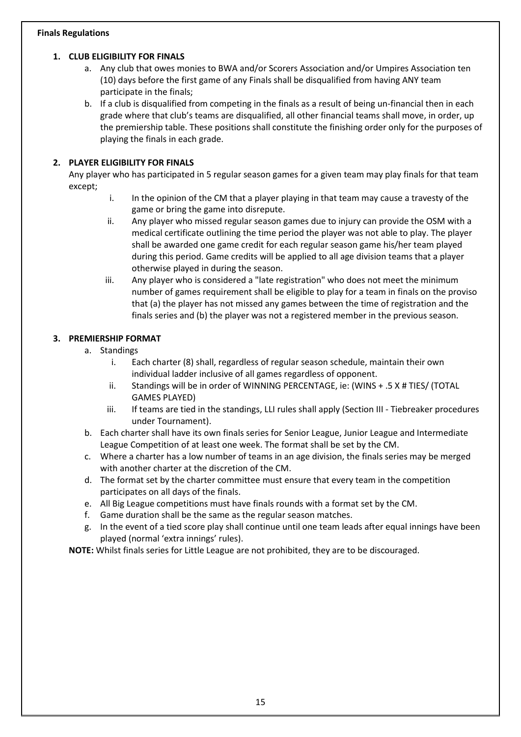**Finals Regulations**

1. **CLUB ELIGIBILITY FOR FINALS**
    a. Any club that owes monies to BWA and/or Scorers Association and/or Umpires Association ten (10) days before the first game of any Finals shall be disqualified from having ANY team participate in the finals;
    b. If a club is disqualified from competing in the finals as a result of being un-financial then in each grade where that club's teams are disqualified, all other financial teams shall move, in order, up the premiership table. These positions shall constitute the finishing order only for the purposes of playing the finals in each grade.

2. **PLAYER ELIGIBILITY FOR FINALS**
   Any player who has participated in 5 regular season games for a given team may play finals for that team except;
    i. In the opinion of the CM that a player playing in that team may cause a travesty of the game or bring the game into disrepute.
    ii. Any player who missed regular season games due to injury can provide the OSM with a medical certificate outlining the time period the player was not able to play. The player shall be awarded one game credit for each regular season game his/her team played during this period. Game credits will be applied to all age division teams that a player otherwise played in during the season.
    iii. Any player who is considered a "late registration" who does not meet the minimum number of games requirement shall be eligible to play for a team in finals on the proviso that (a) the player has not missed any games between the time of registration and the finals series and (b) the player was not a registered member in the previous season.

3. **PREMIERSHIP FORMAT**
    a. Standings
        i. Each charter (8) shall, regardless of regular season schedule, maintain their own individual ladder inclusive of all games regardless of opponent.
        ii. Standings will be in order of WINNING PERCENTAGE, ie: (WINS + .5 X # TIES/ (TOTAL GAMES PLAYED)
        iii. If teams are tied in the standings, LLI rules shall apply (Section III - Tiebreaker procedures under Tournament).
    b. Each charter shall have its own finals series for Senior League, Junior League and Intermediate League Competition of at least one week. The format shall be set by the CM.
    c. Where a charter has a low number of teams in an age division, the finals series may be merged with another charter at the discretion of the CM.
    d. The format set by the charter committee must ensure that every team in the competition participates on all days of the finals.
    e. All Big League competitions must have finals rounds with a format set by the CM.
    f. Game duration shall be the same as the regular season matches.
    g. In the event of a tied score play shall continue until one team leads after equal innings have been played (normal 'extra innings' rules).

**NOTE:** Whilst finals series for Little League are not prohibited, they are to be discouraged.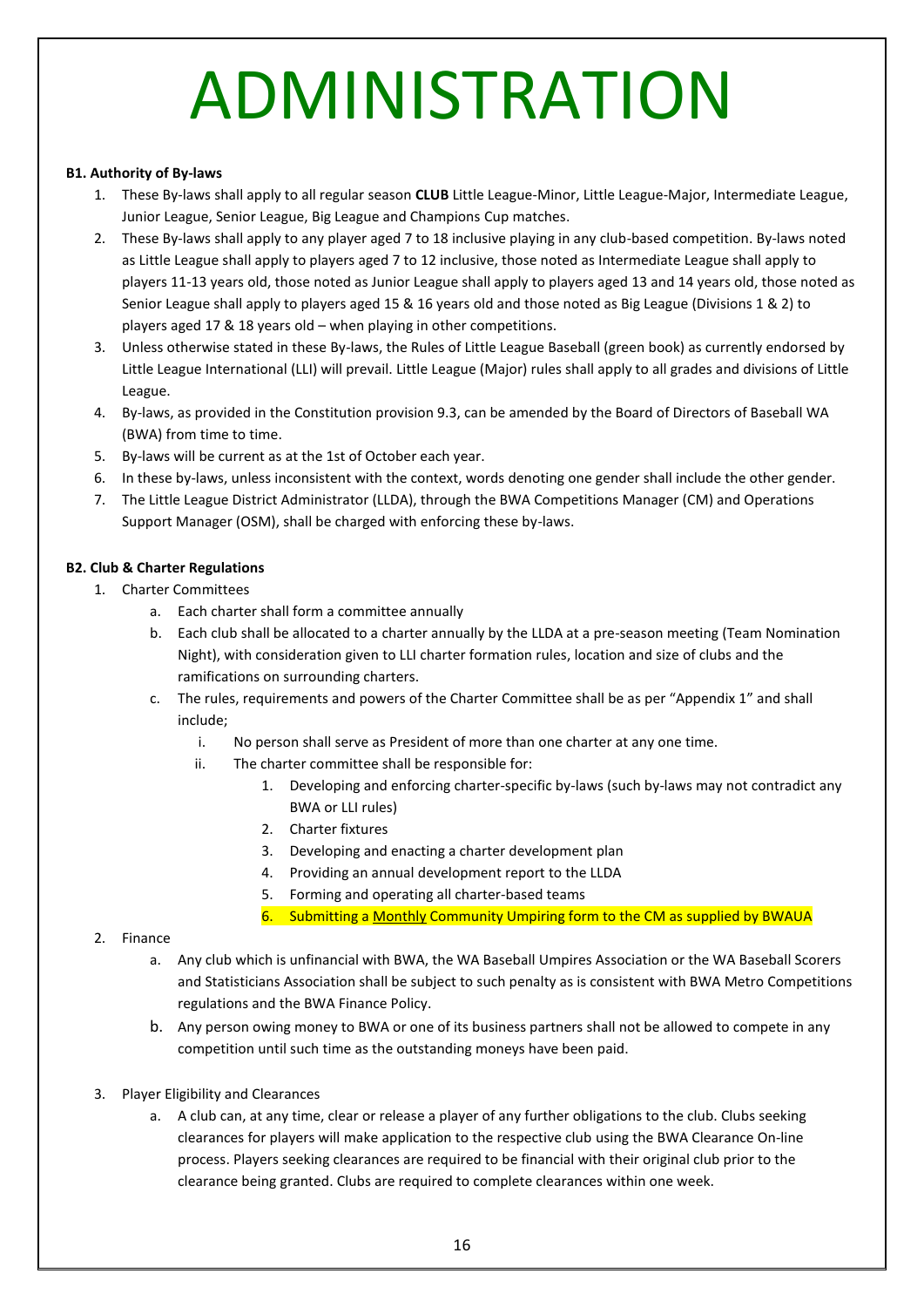# ADMINISTRATION

**B1. Authority of By-laws**

1. These By-laws shall apply to all regular season **CLUB** Little League-Minor, Little League-Major, Intermediate League, Junior League, Senior League, Big League and Champions Cup matches.
2. These By-laws shall apply to any player aged 7 to 18 inclusive playing in any club-based competition. By-laws noted as Little League shall apply to players aged 7 to 12 inclusive, those noted as Intermediate League shall apply to players 11-13 years old, those noted as Junior League shall apply to players aged 13 and 14 years old, those noted as Senior League shall apply to players aged 15 & 16 years old and those noted as Big League (Divisions 1 & 2) to players aged 17 & 18 years old – when playing in other competitions.
3. Unless otherwise stated in these By-laws, the Rules of Little League Baseball (green book) as currently endorsed by Little League International (LLI) will prevail. Little League (Major) rules shall apply to all grades and divisions of Little League.
4. By-laws, as provided in the Constitution provision 9.3, can be amended by the Board of Directors of Baseball WA (BWA) from time to time.
5. By-laws will be current as at the 1st of October each year.
6. In these by-laws, unless inconsistent with the context, words denoting one gender shall include the other gender.
7. The Little League District Administrator (LLDA), through the BWA Competitions Manager (CM) and Operations Support Manager (OSM), shall be charged with enforcing these by-laws.

**B2. Club & Charter Regulations**

1. Charter Committees
   a. Each charter shall form a committee annually
   b. Each club shall be allocated to a charter annually by the LLDA at a pre-season meeting (Team Nomination Night), with consideration given to LLI charter formation rules, location and size of clubs and the ramifications on surrounding charters.
   c. The rules, requirements and powers of the Charter Committee shall be as per "Appendix 1" and shall include;
      i. No person shall serve as President of more than one charter at any one time.
      ii. The charter committee shall be responsible for:
         1. Developing and enforcing charter-specific by-laws (such by-laws may not contradict any BWA or LLI rules)
         2. Charter fixtures
         3. Developing and enacting a charter development plan
         4. Providing an annual development report to the LLDA
         5. Forming and operating all charter-based teams
         6. Submitting a Monthly Community Umpiring form to the CM as supplied by BWAUA
2. Finance
   a. Any club which is unfinancial with BWA, the WA Baseball Umpires Association or the WA Baseball Scorers and Statisticians Association shall be subject to such penalty as is consistent with BWA Metro Competitions regulations and the BWA Finance Policy.
   b. Any person owing money to BWA or one of its business partners shall not be allowed to compete in any competition until such time as the outstanding moneys have been paid.
3. Player Eligibility and Clearances
   a. A club can, at any time, clear or release a player of any further obligations to the club. Clubs seeking clearances for players will make application to the respective club using the BWA Clearance On-line process. Players seeking clearances are required to be financial with their original club prior to the clearance being granted. Clubs are required to complete clearances within one week.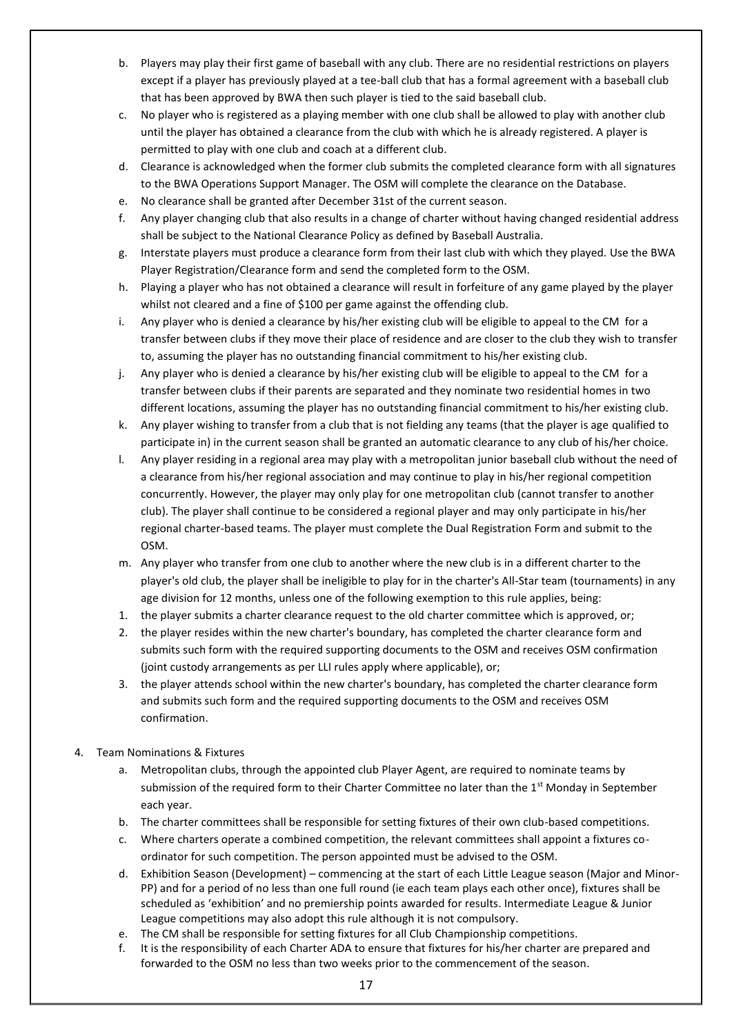b. Players may play their first game of baseball with any club. There are no residential restrictions on players except if a player has previously played at a tee-ball club that has a formal agreement with a baseball club that has been approved by BWA then such player is tied to the said baseball club.

c. No player who is registered as a playing member with one club shall be allowed to play with another club until the player has obtained a clearance from the club with which he is already registered. A player is permitted to play with one club and coach at a different club.

d. Clearance is acknowledged when the former club submits the completed clearance form with all signatures to the BWA Operations Support Manager. The OSM will complete the clearance on the Database.

e. No clearance shall be granted after December 31st of the current season.

f. Any player changing club that also results in a change of charter without having changed residential address shall be subject to the National Clearance Policy as defined by Baseball Australia.

g. Interstate players must produce a clearance form from their last club with which they played. Use the BWA Player Registration/Clearance form and send the completed form to the OSM.

h. Playing a player who has not obtained a clearance will result in forfeiture of any game played by the player whilst not cleared and a fine of $100 per game against the offending club.

i. Any player who is denied a clearance by his/her existing club will be eligible to appeal to the CM for a transfer between clubs if they move their place of residence and are closer to the club they wish to transfer to, assuming the player has no outstanding financial commitment to his/her existing club.

j. Any player who is denied a clearance by his/her existing club will be eligible to appeal to the CM for a transfer between clubs if their parents are separated and they nominate two residential homes in two different locations, assuming the player has no outstanding financial commitment to his/her existing club.

k. Any player wishing to transfer from a club that is not fielding any teams (that the player is age qualified to participate in) in the current season shall be granted an automatic clearance to any club of his/her choice.

l. Any player residing in a regional area may play with a metropolitan junior baseball club without the need of a clearance from his/her regional association and may continue to play in his/her regional competition concurrently. However, the player may only play for one metropolitan club (cannot transfer to another club). The player shall continue to be considered a regional player and may only participate in his/her regional charter-based teams. The player must complete the Dual Registration Form and submit to the OSM.

m. Any player who transfer from one club to another where the new club is in a different charter to the player's old club, the player shall be ineligible to play for in the charter's All-Star team (tournaments) in any age division for 12 months, unless one of the following exemption to this rule applies, being:

1. the player submits a charter clearance request to the old charter committee which is approved, or;
2. the player resides within the new charter's boundary, has completed the charter clearance form and submits such form with the required supporting documents to the OSM and receives OSM confirmation (joint custody arrangements as per LLI rules apply where applicable), or;
3. the player attends school within the new charter's boundary, has completed the charter clearance form and submits such form and the required supporting documents to the OSM and receives OSM confirmation.

4. Team Nominations & Fixtures

a. Metropolitan clubs, through the appointed club Player Agent, are required to nominate teams by submission of the required form to their Charter Committee no later than the 1st Monday in September each year.

b. The charter committees shall be responsible for setting fixtures of their own club-based competitions.

c. Where charters operate a combined competition, the relevant committees shall appoint a fixtures co-ordinator for such competition. The person appointed must be advised to the OSM.

d. Exhibition Season (Development) – commencing at the start of each Little League season (Major and Minor-PP) and for a period of no less than one full round (ie each team plays each other once), fixtures shall be scheduled as 'exhibition' and no premiership points awarded for results. Intermediate League & Junior League competitions may also adopt this rule although it is not compulsory.

e. The CM shall be responsible for setting fixtures for all Club Championship competitions.

f. It is the responsibility of each Charter ADA to ensure that fixtures for his/her charter are prepared and forwarded to the OSM no less than two weeks prior to the commencement of the season.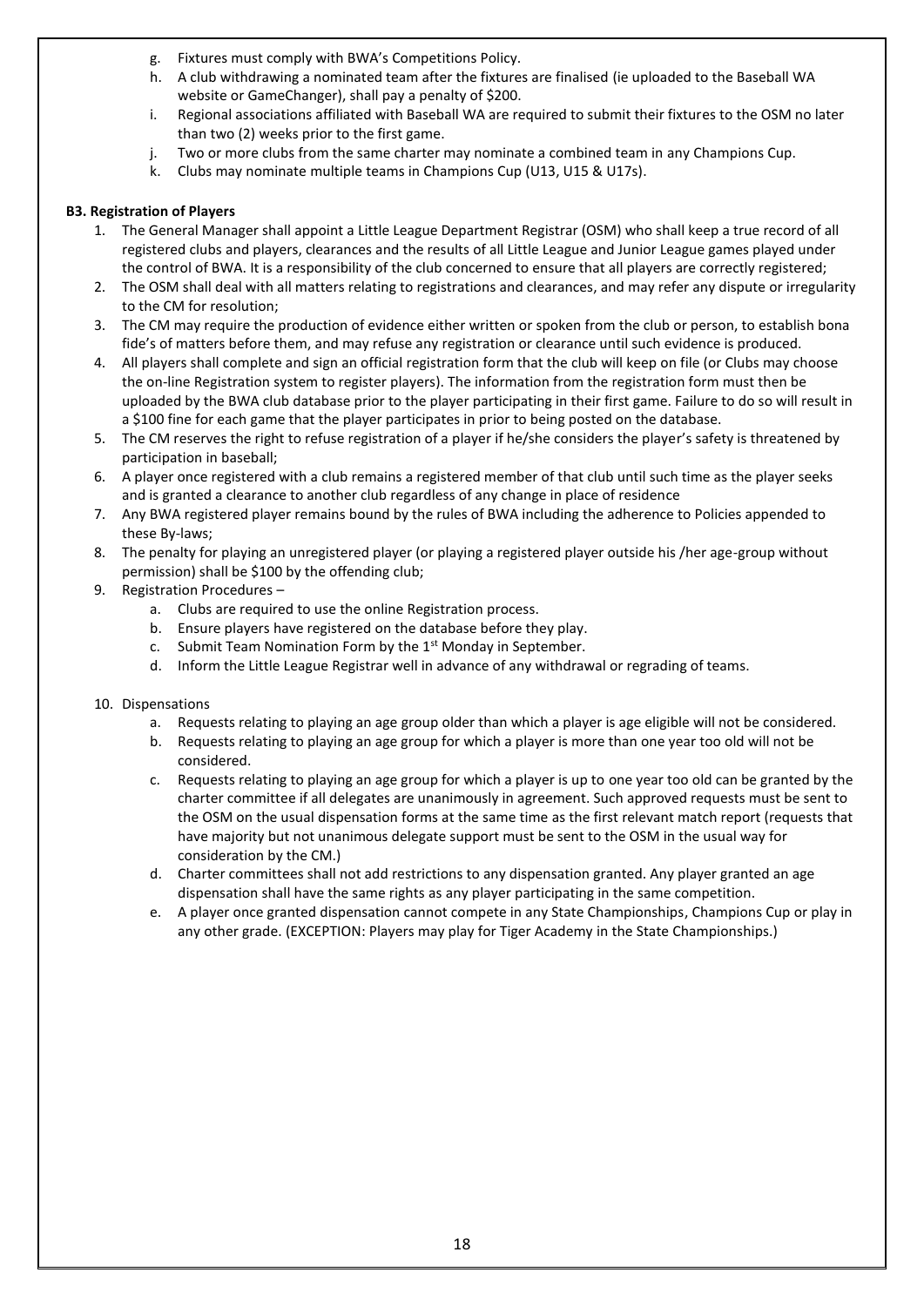g. Fixtures must comply with BWA's Competitions Policy.
h. A club withdrawing a nominated team after the fixtures are finalised (ie uploaded to the Baseball WA website or GameChanger), shall pay a penalty of $200.
i. Regional associations affiliated with Baseball WA are required to submit their fixtures to the OSM no later than two (2) weeks prior to the first game.
j. Two or more clubs from the same charter may nominate a combined team in any Champions Cup.
k. Clubs may nominate multiple teams in Champions Cup (U13, U15 & U17s).

**B3. Registration of Players**

1. The General Manager shall appoint a Little League Department Registrar (OSM) who shall keep a true record of all registered clubs and players, clearances and the results of all Little League and Junior League games played under the control of BWA. It is a responsibility of the club concerned to ensure that all players are correctly registered;
2. The OSM shall deal with all matters relating to registrations and clearances, and may refer any dispute or irregularity to the CM for resolution;
3. The CM may require the production of evidence either written or spoken from the club or person, to establish bona fide's of matters before them, and may refuse any registration or clearance until such evidence is produced.
4. All players shall complete and sign an official registration form that the club will keep on file (or Clubs may choose the on-line Registration system to register players). The information from the registration form must then be uploaded by the BWA club database prior to the player participating in their first game. Failure to do so will result in a $100 fine for each game that the player participates in prior to being posted on the database.
5. The CM reserves the right to refuse registration of a player if he/she considers the player's safety is threatened by participation in baseball;
6. A player once registered with a club remains a registered member of that club until such time as the player seeks and is granted a clearance to another club regardless of any change in place of residence
7. Any BWA registered player remains bound by the rules of BWA including the adherence to Policies appended to these By-laws;
8. The penalty for playing an unregistered player (or playing a registered player outside his /her age-group without permission) shall be $100 by the offending club;
9. Registration Procedures –
   a. Clubs are required to use the online Registration process.
   b. Ensure players have registered on the database before they play.
   c. Submit Team Nomination Form by the 1st Monday in September.
   d. Inform the Little League Registrar well in advance of any withdrawal or regrading of teams.

10. Dispensations
    a. Requests relating to playing an age group older than which a player is age eligible will not be considered.
    b. Requests relating to playing an age group for which a player is more than one year too old will not be considered.
    c. Requests relating to playing an age group for which a player is up to one year too old can be granted by the charter committee if all delegates are unanimously in agreement. Such approved requests must be sent to the OSM on the usual dispensation forms at the same time as the first relevant match report (requests that have majority but not unanimous delegate support must be sent to the OSM in the usual way for consideration by the CM.)
    d. Charter committees shall not add restrictions to any dispensation granted. Any player granted an age dispensation shall have the same rights as any player participating in the same competition.
    e. A player once granted dispensation cannot compete in any State Championships, Champions Cup or play in any other grade. (EXCEPTION: Players may play for Tiger Academy in the State Championships.)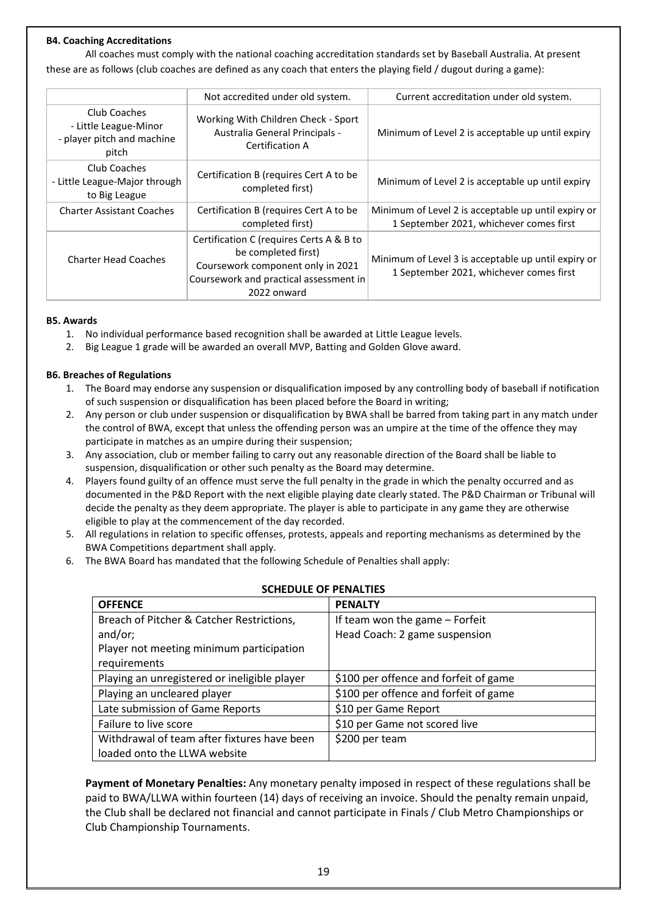**B4. Coaching Accreditations**

All coaches must comply with the national coaching accreditation standards set by Baseball Australia. At present these are as follows (club coaches are defined as any coach that enters the playing field / dugout during a game):

| | Not accredited under old system. | Current accreditation under old system. |
|---|---|---|
| Club Coaches - Little League-Minor - player pitch and machine pitch | Working With Children Check - Sport Australia General Principals - Certification A | Minimum of Level 2 is acceptable up until expiry |
| Club Coaches - Little League-Major through to Big League | Certification B (requires Cert A to be completed first) | Minimum of Level 2 is acceptable up until expiry |
| Charter Assistant Coaches | Certification B (requires Cert A to be completed first) | Minimum of Level 2 is acceptable up until expiry or 1 September 2021, whichever comes first |
| Charter Head Coaches | Certification C (requires Certs A & B to be completed first) Coursework component only in 2021 Coursework and practical assessment in 2022 onward | Minimum of Level 3 is acceptable up until expiry or 1 September 2021, whichever comes first |

**B5. Awards**

1. No individual performance based recognition shall be awarded at Little League levels.
2. Big League 1 grade will be awarded an overall MVP, Batting and Golden Glove award.

**B6. Breaches of Regulations**

1. The Board may endorse any suspension or disqualification imposed by any controlling body of baseball if notification of such suspension or disqualification has been placed before the Board in writing;
2. Any person or club under suspension or disqualification by BWA shall be barred from taking part in any match under the control of BWA, except that unless the offending person was an umpire at the time of the offence they may participate in matches as an umpire during their suspension;
3. Any association, club or member failing to carry out any reasonable direction of the Board shall be liable to suspension, disqualification or other such penalty as the Board may determine.
4. Players found guilty of an offence must serve the full penalty in the grade in which the penalty occurred and as documented in the P&D Report with the next eligible playing date clearly stated. The P&D Chairman or Tribunal will decide the penalty as they deem appropriate. The player is able to participate in any game they are otherwise eligible to play at the commencement of the day recorded.
5. All regulations in relation to specific offenses, protests, appeals and reporting mechanisms as determined by the BWA Competitions department shall apply.
6. The BWA Board has mandated that the following Schedule of Penalties shall apply:

**SCHEDULE OF PENALTIES**

| OFFENCE | PENALTY |
|---|---|
| Breach of Pitcher & Catcher Restrictions, and/or; Player not meeting minimum participation requirements | If team won the game – Forfeit Head Coach: 2 game suspension |
| Playing an unregistered or ineligible player | $100 per offence and forfeit of game |
| Playing an uncleared player | $100 per offence and forfeit of game |
| Late submission of Game Reports | $10 per Game Report |
| Failure to live score | $10 per Game not scored live |
| Withdrawal of team after fixtures have been loaded onto the LLWA website | $200 per team |

**Payment of Monetary Penalties:** Any monetary penalty imposed in respect of these regulations shall be paid to BWA/LLWA within fourteen (14) days of receiving an invoice. Should the penalty remain unpaid, the Club shall be declared not financial and cannot participate in Finals / Club Metro Championships or Club Championship Tournaments.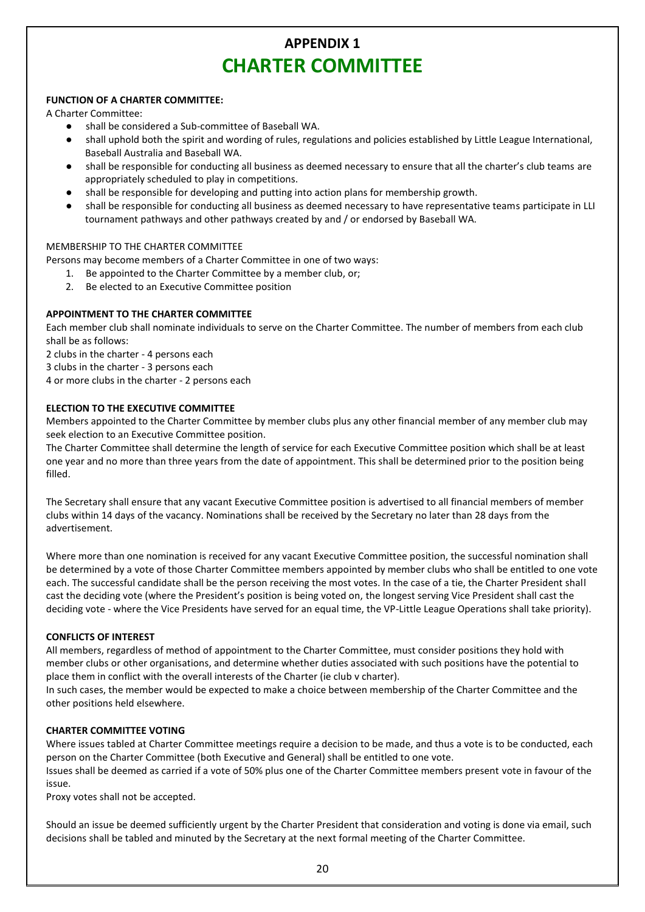# APPENDIX 1

# CHARTER COMMITTEE

**FUNCTION OF A CHARTER COMMITTEE:**

A Charter Committee:

- shall be considered a Sub-committee of Baseball WA.
- shall uphold both the spirit and wording of rules, regulations and policies established by Little League International, Baseball Australia and Baseball WA.
- shall be responsible for conducting all business as deemed necessary to ensure that all the charter's club teams are appropriately scheduled to play in competitions.
- shall be responsible for developing and putting into action plans for membership growth.
- shall be responsible for conducting all business as deemed necessary to have representative teams participate in LLI tournament pathways and other pathways created by and / or endorsed by Baseball WA.

MEMBERSHIP TO THE CHARTER COMMITTEE

Persons may become members of a Charter Committee in one of two ways:

1. Be appointed to the Charter Committee by a member club, or;
2. Be elected to an Executive Committee position

**APPOINTMENT TO THE CHARTER COMMITTEE**

Each member club shall nominate individuals to serve on the Charter Committee. The number of members from each club shall be as follows:

2 clubs in the charter - 4 persons each

3 clubs in the charter - 3 persons each

4 or more clubs in the charter - 2 persons each

**ELECTION TO THE EXECUTIVE COMMITTEE**

Members appointed to the Charter Committee by member clubs plus any other financial member of any member club may seek election to an Executive Committee position.

The Charter Committee shall determine the length of service for each Executive Committee position which shall be at least one year and no more than three years from the date of appointment. This shall be determined prior to the position being filled.

The Secretary shall ensure that any vacant Executive Committee position is advertised to all financial members of member clubs within 14 days of the vacancy. Nominations shall be received by the Secretary no later than 28 days from the advertisement.

Where more than one nomination is received for any vacant Executive Committee position, the successful nomination shall be determined by a vote of those Charter Committee members appointed by member clubs who shall be entitled to one vote each. The successful candidate shall be the person receiving the most votes. In the case of a tie, the Charter President shall cast the deciding vote (where the President's position is being voted on, the longest serving Vice President shall cast the deciding vote - where the Vice Presidents have served for an equal time, the VP-Little League Operations shall take priority).

**CONFLICTS OF INTEREST**

All members, regardless of method of appointment to the Charter Committee, must consider positions they hold with member clubs or other organisations, and determine whether duties associated with such positions have the potential to place them in conflict with the overall interests of the Charter (ie club v charter).

In such cases, the member would be expected to make a choice between membership of the Charter Committee and the other positions held elsewhere.

**CHARTER COMMITTEE VOTING**

Where issues tabled at Charter Committee meetings require a decision to be made, and thus a vote is to be conducted, each person on the Charter Committee (both Executive and General) shall be entitled to one vote.

Issues shall be deemed as carried if a vote of 50% plus one of the Charter Committee members present vote in favour of the issue.

Proxy votes shall not be accepted.

Should an issue be deemed sufficiently urgent by the Charter President that consideration and voting is done via email, such decisions shall be tabled and minuted by the Secretary at the next formal meeting of the Charter Committee.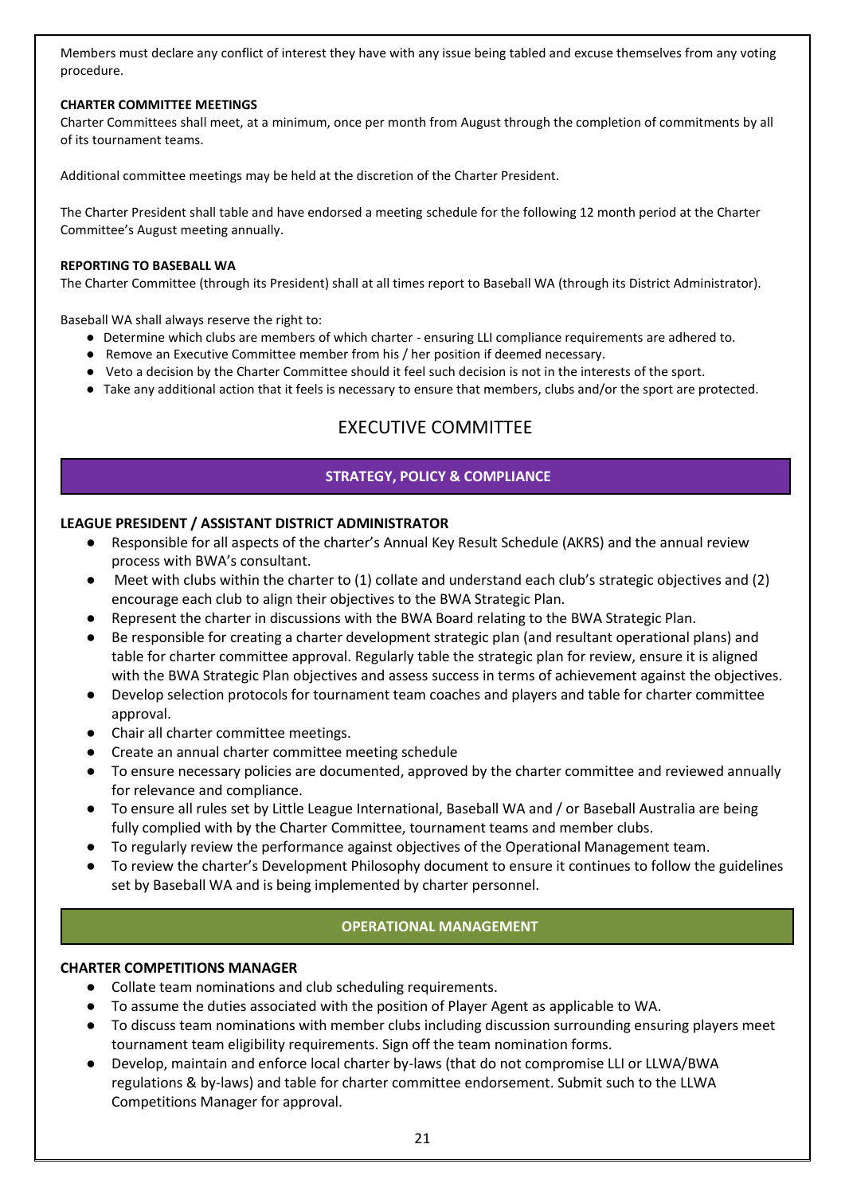Members must declare any conflict of interest they have with any issue being tabled and excuse themselves from any voting procedure.

**CHARTER COMMITTEE MEETINGS**

Charter Committees shall meet, at a minimum, once per month from August through the completion of commitments by all of its tournament teams.

Additional committee meetings may be held at the discretion of the Charter President.

The Charter President shall table and have endorsed a meeting schedule for the following 12 month period at the Charter Committee's August meeting annually.

**REPORTING TO BASEBALL WA**

The Charter Committee (through its President) shall at all times report to Baseball WA (through its District Administrator).

Baseball WA shall always reserve the right to:

- Determine which clubs are members of which charter - ensuring LLI compliance requirements are adhered to.
- Remove an Executive Committee member from his / her position if deemed necessary.
- Veto a decision by the Charter Committee should it feel such decision is not in the interests of the sport.
- Take any additional action that it feels is necessary to ensure that members, clubs and/or the sport are protected.

## EXECUTIVE COMMITTEE

### STRATEGY, POLICY & COMPLIANCE

**LEAGUE PRESIDENT / ASSISTANT DISTRICT ADMINISTRATOR**

- Responsible for all aspects of the charter's Annual Key Result Schedule (AKRS) and the annual review process with BWA's consultant.
- Meet with clubs within the charter to (1) collate and understand each club's strategic objectives and (2) encourage each club to align their objectives to the BWA Strategic Plan.
- Represent the charter in discussions with the BWA Board relating to the BWA Strategic Plan.
- Be responsible for creating a charter development strategic plan (and resultant operational plans) and table for charter committee approval. Regularly table the strategic plan for review, ensure it is aligned with the BWA Strategic Plan objectives and assess success in terms of achievement against the objectives.
- Develop selection protocols for tournament team coaches and players and table for charter committee approval.
- Chair all charter committee meetings.
- Create an annual charter committee meeting schedule
- To ensure necessary policies are documented, approved by the charter committee and reviewed annually for relevance and compliance.
- To ensure all rules set by Little League International, Baseball WA and / or Baseball Australia are being fully complied with by the Charter Committee, tournament teams and member clubs.
- To regularly review the performance against objectives of the Operational Management team.
- To review the charter's Development Philosophy document to ensure it continues to follow the guidelines set by Baseball WA and is being implemented by charter personnel.

### OPERATIONAL MANAGEMENT

**CHARTER COMPETITIONS MANAGER**

- Collate team nominations and club scheduling requirements.
- To assume the duties associated with the position of Player Agent as applicable to WA.
- To discuss team nominations with member clubs including discussion surrounding ensuring players meet tournament team eligibility requirements. Sign off the team nomination forms.
- Develop, maintain and enforce local charter by-laws (that do not compromise LLI or LLWA/BWA regulations & by-laws) and table for charter committee endorsement. Submit such to the LLWA Competitions Manager for approval.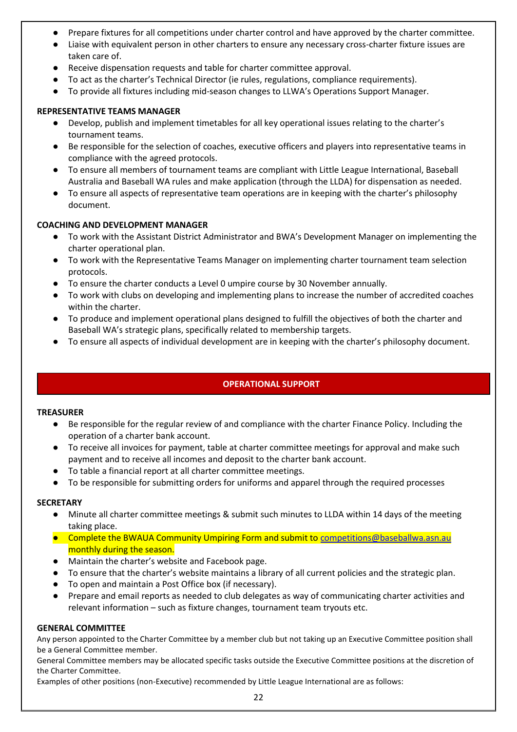- Prepare fixtures for all competitions under charter control and have approved by the charter committee.
- Liaise with equivalent person in other charters to ensure any necessary cross-charter fixture issues are taken care of.
- Receive dispensation requests and table for charter committee approval.
- To act as the charter's Technical Director (ie rules, regulations, compliance requirements).
- To provide all fixtures including mid-season changes to LLWA's Operations Support Manager.

**REPRESENTATIVE TEAMS MANAGER**

- Develop, publish and implement timetables for all key operational issues relating to the charter's tournament teams.
- Be responsible for the selection of coaches, executive officers and players into representative teams in compliance with the agreed protocols.
- To ensure all members of tournament teams are compliant with Little League International, Baseball Australia and Baseball WA rules and make application (through the LLDA) for dispensation as needed.
- To ensure all aspects of representative team operations are in keeping with the charter's philosophy document.

**COACHING AND DEVELOPMENT MANAGER**

- To work with the Assistant District Administrator and BWA's Development Manager on implementing the charter operational plan.
- To work with the Representative Teams Manager on implementing charter tournament team selection protocols.
- To ensure the charter conducts a Level 0 umpire course by 30 November annually.
- To work with clubs on developing and implementing plans to increase the number of accredited coaches within the charter.
- To produce and implement operational plans designed to fulfill the objectives of both the charter and Baseball WA's strategic plans, specifically related to membership targets.
- To ensure all aspects of individual development are in keeping with the charter's philosophy document.

## OPERATIONAL SUPPORT

**TREASURER**

- Be responsible for the regular review of and compliance with the charter Finance Policy. Including the operation of a charter bank account.
- To receive all invoices for payment, table at charter committee meetings for approval and make such payment and to receive all incomes and deposit to the charter bank account.
- To table a financial report at all charter committee meetings.
- To be responsible for submitting orders for uniforms and apparel through the required processes

**SECRETARY**

- Minute all charter committee meetings & submit such minutes to LLDA within 14 days of the meeting taking place.
- Complete the BWAUA Community Umpiring Form and submit to competitions@baseballwa.asn.au monthly during the season.
- Maintain the charter's website and Facebook page.
- To ensure that the charter's website maintains a library of all current policies and the strategic plan.
- To open and maintain a Post Office box (if necessary).
- Prepare and email reports as needed to club delegates as way of communicating charter activities and relevant information – such as fixture changes, tournament team tryouts etc.

**GENERAL COMMITTEE**

Any person appointed to the Charter Committee by a member club but not taking up an Executive Committee position shall be a General Committee member.

General Committee members may be allocated specific tasks outside the Executive Committee positions at the discretion of the Charter Committee.

Examples of other positions (non-Executive) recommended by Little League International are as follows: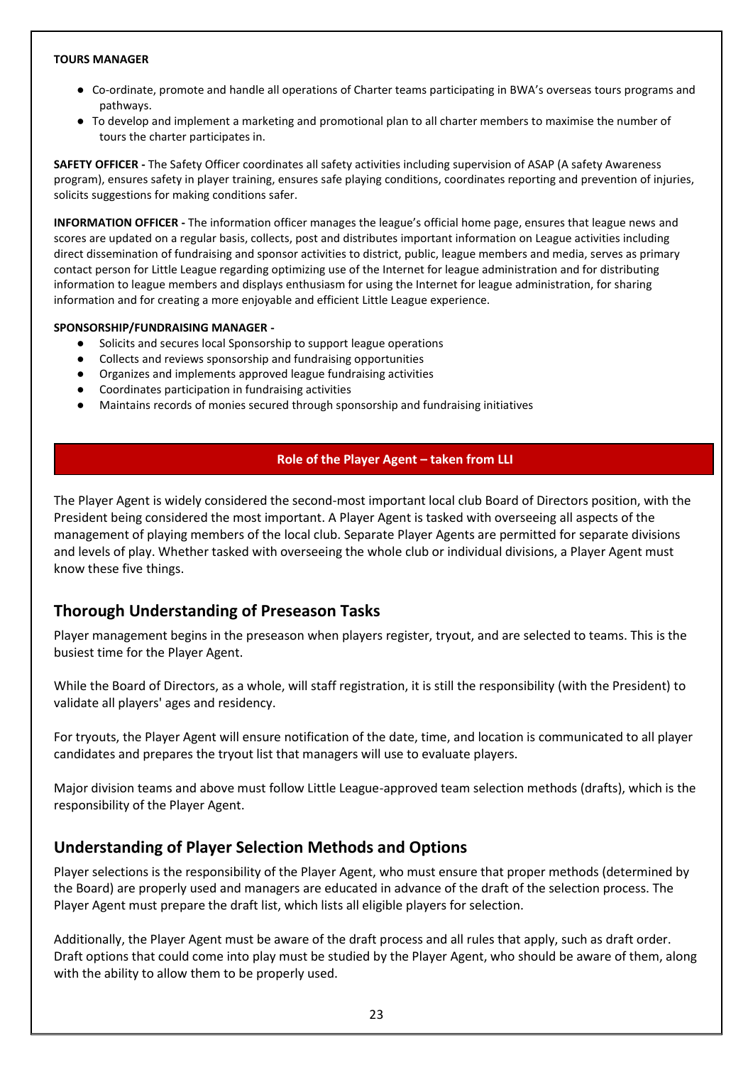**TOURS MANAGER**

- Co-ordinate, promote and handle all operations of Charter teams participating in BWA's overseas tours programs and pathways.
- To develop and implement a marketing and promotional plan to all charter members to maximise the number of tours the charter participates in.

**SAFETY OFFICER -** The Safety Officer coordinates all safety activities including supervision of ASAP (A safety Awareness program), ensures safety in player training, ensures safe playing conditions, coordinates reporting and prevention of injuries, solicits suggestions for making conditions safer.

**INFORMATION OFFICER -** The information officer manages the league's official home page, ensures that league news and scores are updated on a regular basis, collects, post and distributes important information on League activities including direct dissemination of fundraising and sponsor activities to district, public, league members and media, serves as primary contact person for Little League regarding optimizing use of the Internet for league administration and for distributing information to league members and displays enthusiasm for using the Internet for league administration, for sharing information and for creating a more enjoyable and efficient Little League experience.

**SPONSORSHIP/FUNDRAISING MANAGER -**

- Solicits and secures local Sponsorship to support league operations
- Collects and reviews sponsorship and fundraising opportunities
- Organizes and implements approved league fundraising activities
- Coordinates participation in fundraising activities
- Maintains records of monies secured through sponsorship and fundraising initiatives

## Role of the Player Agent – taken from LLI

The Player Agent is widely considered the second-most important local club Board of Directors position, with the President being considered the most important. A Player Agent is tasked with overseeing all aspects of the management of playing members of the local club. Separate Player Agents are permitted for separate divisions and levels of play. Whether tasked with overseeing the whole club or individual divisions, a Player Agent must know these five things.

### Thorough Understanding of Preseason Tasks

Player management begins in the preseason when players register, tryout, and are selected to teams. This is the busiest time for the Player Agent.

While the Board of Directors, as a whole, will staff registration, it is still the responsibility (with the President) to validate all players' ages and residency.

For tryouts, the Player Agent will ensure notification of the date, time, and location is communicated to all player candidates and prepares the tryout list that managers will use to evaluate players.

Major division teams and above must follow Little League-approved team selection methods (drafts), which is the responsibility of the Player Agent.

### Understanding of Player Selection Methods and Options

Player selections is the responsibility of the Player Agent, who must ensure that proper methods (determined by the Board) are properly used and managers are educated in advance of the draft of the selection process. The Player Agent must prepare the draft list, which lists all eligible players for selection.

Additionally, the Player Agent must be aware of the draft process and all rules that apply, such as draft order. Draft options that could come into play must be studied by the Player Agent, who should be aware of them, along with the ability to allow them to be properly used.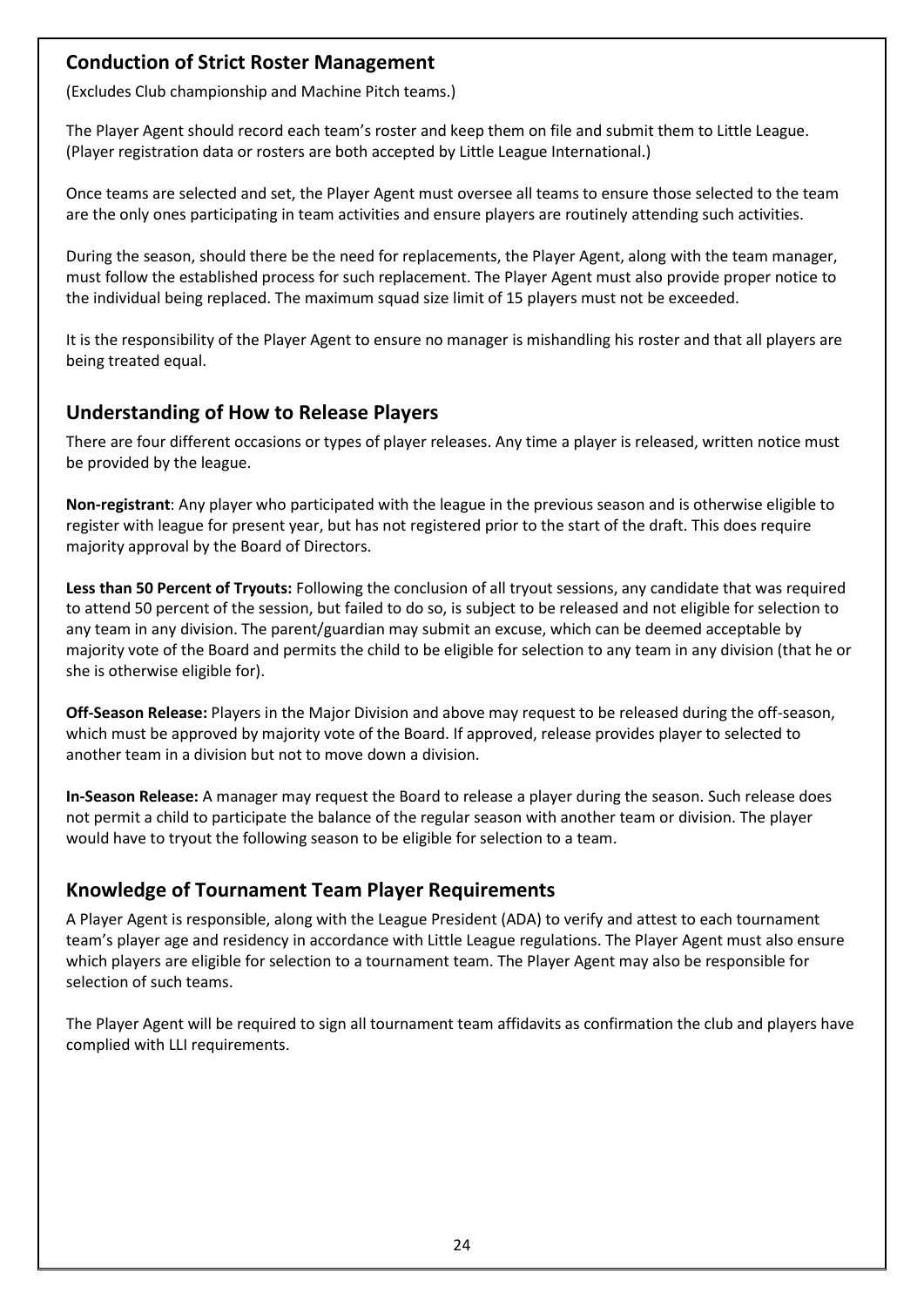## Conduction of Strict Roster Management

(Excludes Club championship and Machine Pitch teams.)

The Player Agent should record each team's roster and keep them on file and submit them to Little League. (Player registration data or rosters are both accepted by Little League International.)

Once teams are selected and set, the Player Agent must oversee all teams to ensure those selected to the team are the only ones participating in team activities and ensure players are routinely attending such activities.

During the season, should there be the need for replacements, the Player Agent, along with the team manager, must follow the established process for such replacement. The Player Agent must also provide proper notice to the individual being replaced. The maximum squad size limit of 15 players must not be exceeded.

It is the responsibility of the Player Agent to ensure no manager is mishandling his roster and that all players are being treated equal.

## Understanding of How to Release Players

There are four different occasions or types of player releases. Any time a player is released, written notice must be provided by the league.

**Non-registrant**: Any player who participated with the league in the previous season and is otherwise eligible to register with league for present year, but has not registered prior to the start of the draft. This does require majority approval by the Board of Directors.

**Less than 50 Percent of Tryouts:** Following the conclusion of all tryout sessions, any candidate that was required to attend 50 percent of the session, but failed to do so, is subject to be released and not eligible for selection to any team in any division. The parent/guardian may submit an excuse, which can be deemed acceptable by majority vote of the Board and permits the child to be eligible for selection to any team in any division (that he or she is otherwise eligible for).

**Off-Season Release:** Players in the Major Division and above may request to be released during the off-season, which must be approved by majority vote of the Board. If approved, release provides player to selected to another team in a division but not to move down a division.

**In-Season Release:** A manager may request the Board to release a player during the season. Such release does not permit a child to participate the balance of the regular season with another team or division. The player would have to tryout the following season to be eligible for selection to a team.

## Knowledge of Tournament Team Player Requirements

A Player Agent is responsible, along with the League President (ADA) to verify and attest to each tournament team's player age and residency in accordance with Little League regulations. The Player Agent must also ensure which players are eligible for selection to a tournament team. The Player Agent may also be responsible for selection of such teams.

The Player Agent will be required to sign all tournament team affidavits as confirmation the club and players have complied with LLI requirements.